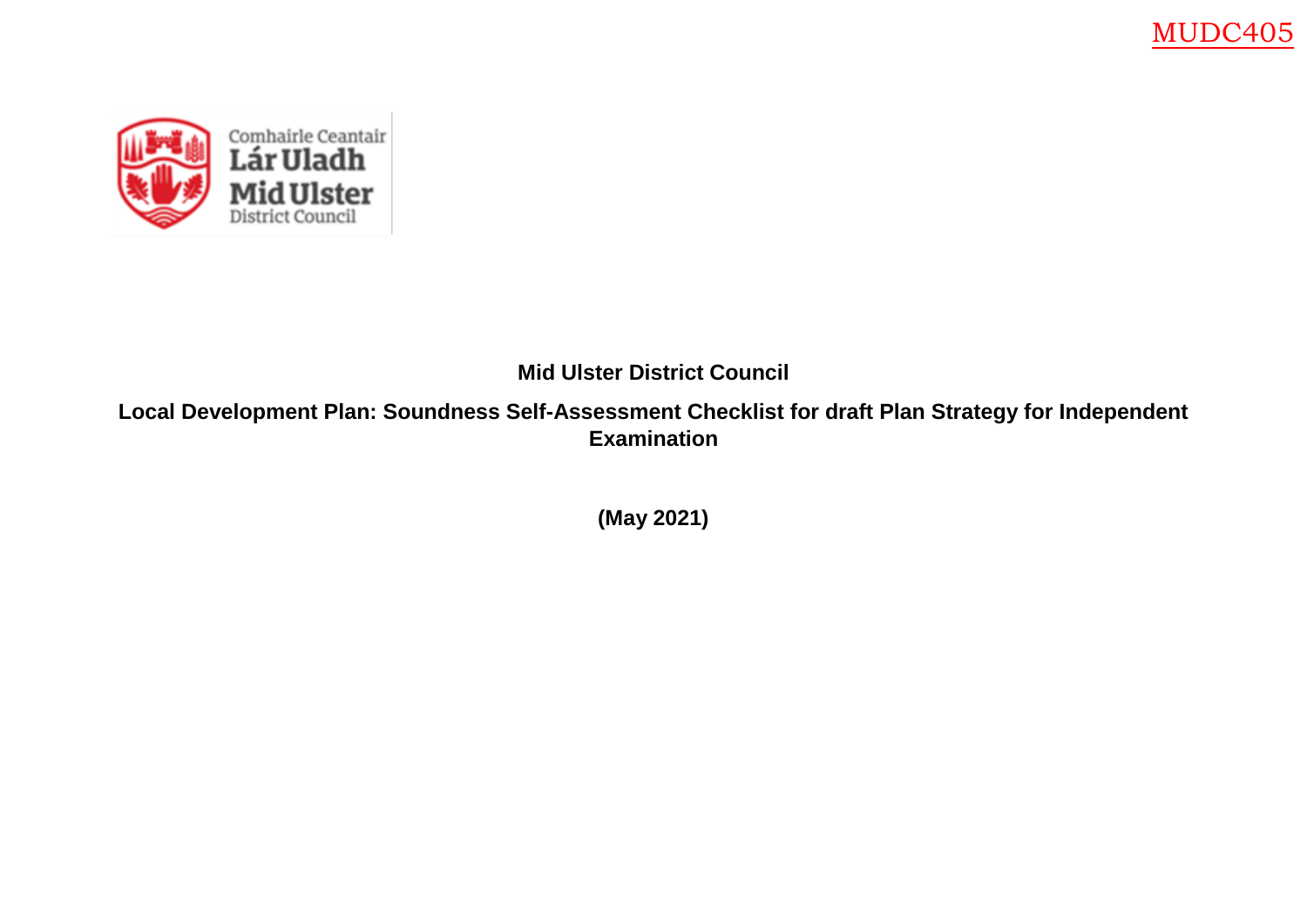MUDC405

Comhairle Ceantair Lár Uladh
Mid Ulster District Council

# Mid Ulster District Council

## Local Development Plan: Soundness Self-Assessment Checklist for draft Plan Strategy for Independent Examination

**(May 2021)**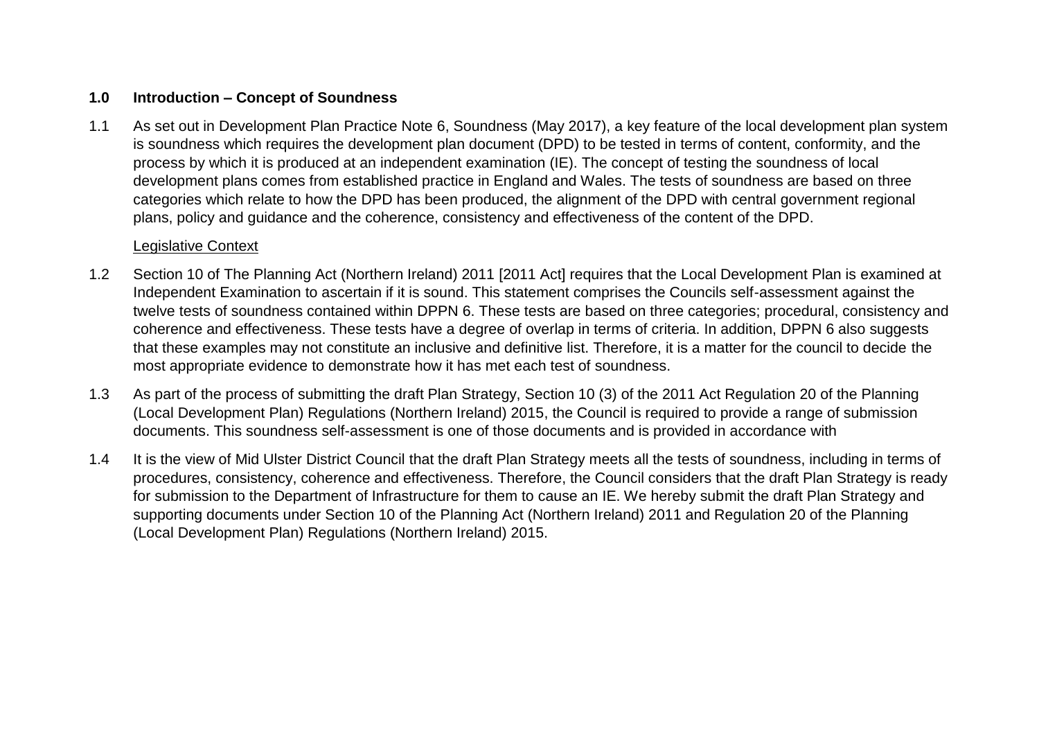## 1.0 Introduction – Concept of Soundness

1.1 As set out in Development Plan Practice Note 6, Soundness (May 2017), a key feature of the local development plan system is soundness which requires the development plan document (DPD) to be tested in terms of content, conformity, and the process by which it is produced at an independent examination (IE). The concept of testing the soundness of local development plans comes from established practice in England and Wales. The tests of soundness are based on three categories which relate to how the DPD has been produced, the alignment of the DPD with central government regional plans, policy and guidance and the coherence, consistency and effectiveness of the content of the DPD.

<u>Legislative Context</u>

1.2 Section 10 of The Planning Act (Northern Ireland) 2011 [2011 Act] requires that the Local Development Plan is examined at Independent Examination to ascertain if it is sound. This statement comprises the Councils self-assessment against the twelve tests of soundness contained within DPPN 6. These tests are based on three categories; procedural, consistency and coherence and effectiveness. These tests have a degree of overlap in terms of criteria. In addition, DPPN 6 also suggests that these examples may not constitute an inclusive and definitive list. Therefore, it is a matter for the council to decide the most appropriate evidence to demonstrate how it has met each test of soundness.

1.3 As part of the process of submitting the draft Plan Strategy, Section 10 (3) of the 2011 Act Regulation 20 of the Planning (Local Development Plan) Regulations (Northern Ireland) 2015, the Council is required to provide a range of submission documents. This soundness self-assessment is one of those documents and is provided in accordance with

1.4 It is the view of Mid Ulster District Council that the draft Plan Strategy meets all the tests of soundness, including in terms of procedures, consistency, coherence and effectiveness. Therefore, the Council considers that the draft Plan Strategy is ready for submission to the Department of Infrastructure for them to cause an IE. We hereby submit the draft Plan Strategy and supporting documents under Section 10 of the Planning Act (Northern Ireland) 2011 and Regulation 20 of the Planning (Local Development Plan) Regulations (Northern Ireland) 2015.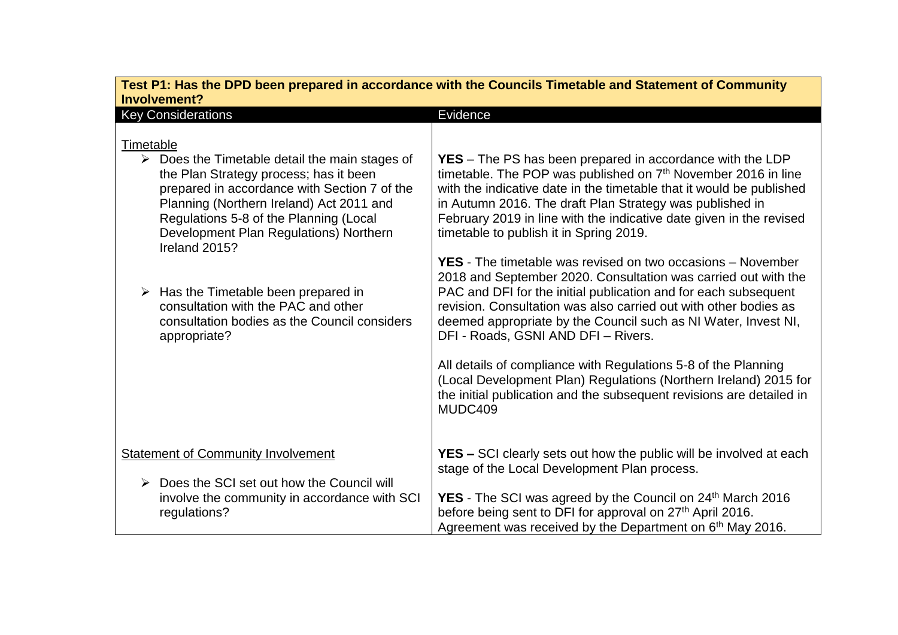| Test P1: Has the DPD been prepared in accordance with the Councils Timetable and Statement of Community Involvement? | |
|---|---|
| **Key Considerations** | **Evidence** |
| Timetable<br>➢ Does the Timetable detail the main stages of the Plan Strategy process; has it been prepared in accordance with Section 7 of the Planning (Northern Ireland) Act 2011 and Regulations 5-8 of the Planning (Local Development Plan Regulations) Northern Ireland 2015?<br><br>➢ Has the Timetable been prepared in consultation with the PAC and other consultation bodies as the Council considers appropriate? | **YES** – The PS has been prepared in accordance with the LDP timetable. The POP was published on 7th November 2016 in line with the indicative date in the timetable that it would be published in Autumn 2016. The draft Plan Strategy was published in February 2019 in line with the indicative date given in the revised timetable to publish it in Spring 2019.<br><br>**YES** - The timetable was revised on two occasions – November 2018 and September 2020. Consultation was carried out with the PAC and DFI for the initial publication and for each subsequent revision. Consultation was also carried out with other bodies as deemed appropriate by the Council such as NI Water, Invest NI, DFI - Roads, GSNI AND DFI – Rivers.<br><br>All details of compliance with Regulations 5-8 of the Planning (Local Development Plan) Regulations (Northern Ireland) 2015 for the initial publication and the subsequent revisions are detailed in MUDC409 |
| Statement of Community Involvement<br><br>➢ Does the SCI set out how the Council will involve the community in accordance with SCI regulations? | **YES –** SCI clearly sets out how the public will be involved at each stage of the Local Development Plan process.<br><br>**YES** - The SCI was agreed by the Council on 24th March 2016 before being sent to DFI for approval on 27th April 2016. Agreement was received by the Department on 6th May 2016. |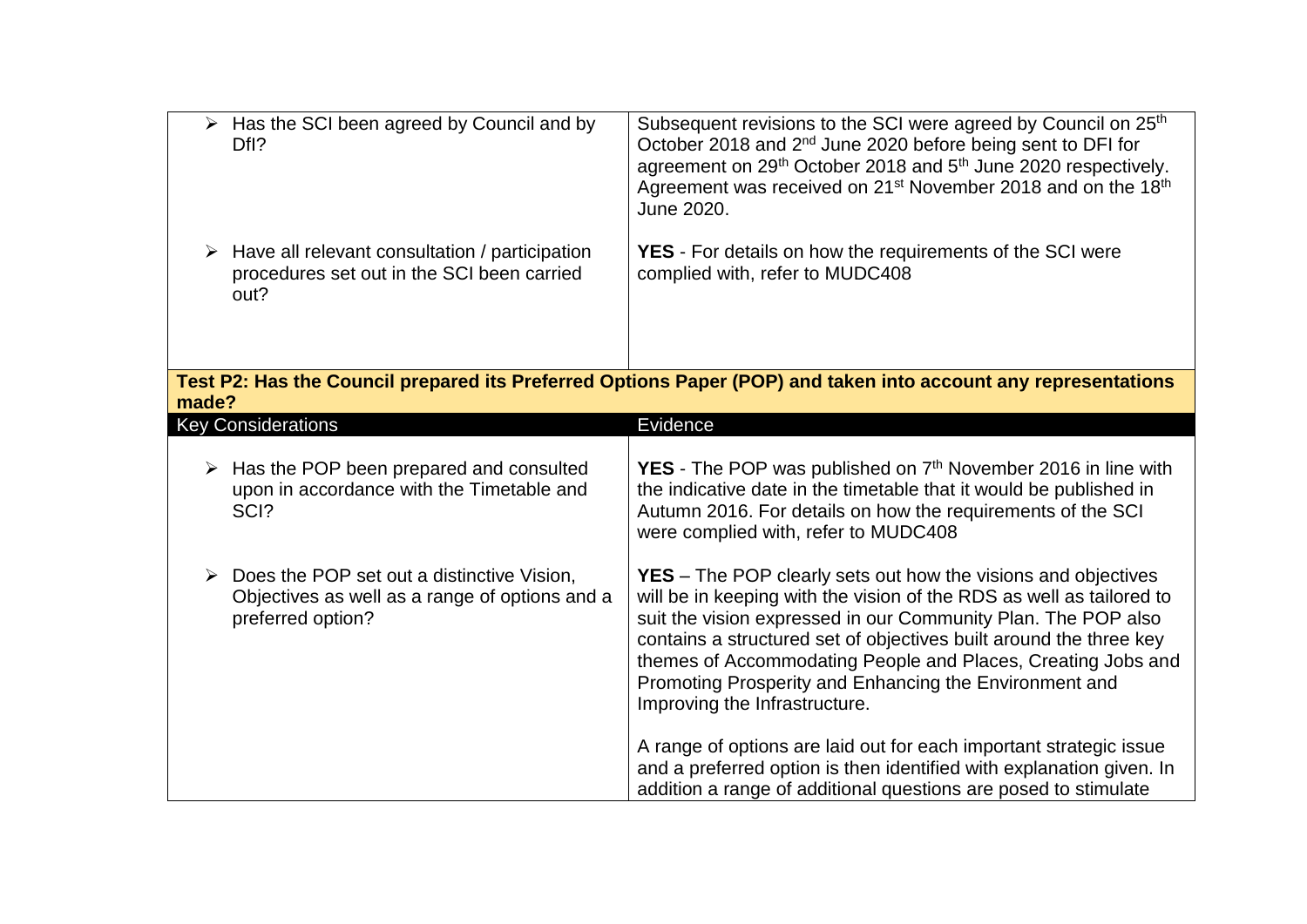| Key Considerations | Evidence |
| --- | --- |
| ➢ Has the SCI been agreed by Council and by DfI? | Subsequent revisions to the SCI were agreed by Council on 25th October 2018 and 2nd June 2020 before being sent to DFI for agreement on 29th October 2018 and 5th June 2020 respectively. Agreement was received on 21st November 2018 and on the 18th June 2020. |
| ➢ Have all relevant consultation / participation procedures set out in the SCI been carried out? | **YES** - For details on how the requirements of the SCI were complied with, refer to MUDC408 |

**Test P2: Has the Council prepared its Preferred Options Paper (POP) and taken into account any representations made?**

| Key Considerations | Evidence |
| --- | --- |
| ➢ Has the POP been prepared and consulted upon in accordance with the Timetable and SCI? | **YES** - The POP was published on 7th November 2016 in line with the indicative date in the timetable that it would be published in Autumn 2016. For details on how the requirements of the SCI were complied with, refer to MUDC408 |
| ➢ Does the POP set out a distinctive Vision, Objectives as well as a range of options and a preferred option? | **YES** – The POP clearly sets out how the visions and objectives will be in keeping with the vision of the RDS as well as tailored to suit the vision expressed in our Community Plan. The POP also contains a structured set of objectives built around the three key themes of Accommodating People and Places, Creating Jobs and Promoting Prosperity and Enhancing the Environment and Improving the Infrastructure.<br><br>A range of options are laid out for each important strategic issue and a preferred option is then identified with explanation given. In addition a range of additional questions are posed to stimulate |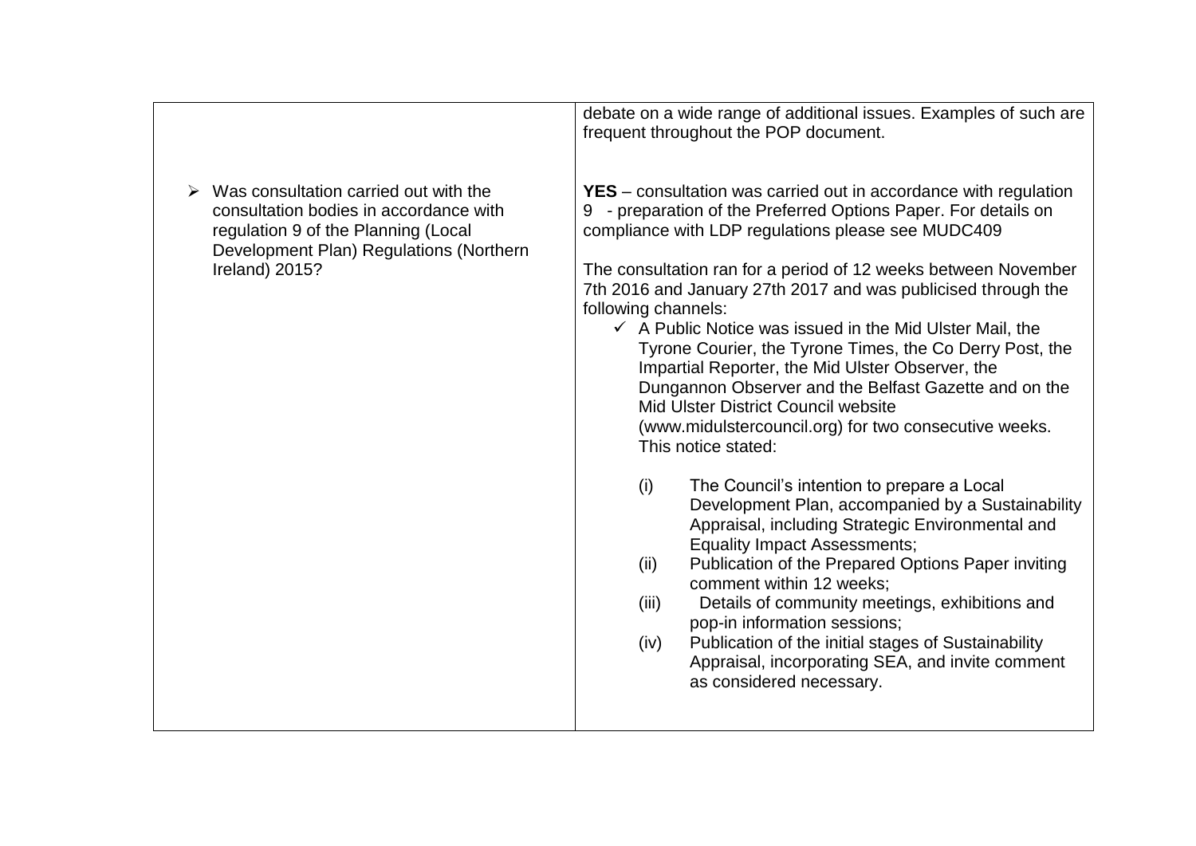| | |
|---|---|
| | debate on a wide range of additional issues. Examples of such are frequent throughout the POP document. |
| ➢ Was consultation carried out with the consultation bodies in accordance with regulation 9 of the Planning (Local Development Plan) Regulations (Northern Ireland) 2015? | **YES** – consultation was carried out in accordance with regulation 9 - preparation of the Preferred Options Paper. For details on compliance with LDP regulations please see MUDC409<br><br>The consultation ran for a period of 12 weeks between November 7th 2016 and January 27th 2017 and was publicised through the following channels:<br>✓ A Public Notice was issued in the Mid Ulster Mail, the Tyrone Courier, the Tyrone Times, the Co Derry Post, the Impartial Reporter, the Mid Ulster Observer, the Dungannon Observer and the Belfast Gazette and on the Mid Ulster District Council website (www.midulstercouncil.org) for two consecutive weeks. This notice stated:<br><br>(i) The Council's intention to prepare a Local Development Plan, accompanied by a Sustainability Appraisal, including Strategic Environmental and Equality Impact Assessments;<br>(ii) Publication of the Prepared Options Paper inviting comment within 12 weeks;<br>(iii) Details of community meetings, exhibitions and pop-in information sessions;<br>(iv) Publication of the initial stages of Sustainability Appraisal, incorporating SEA, and invite comment as considered necessary. |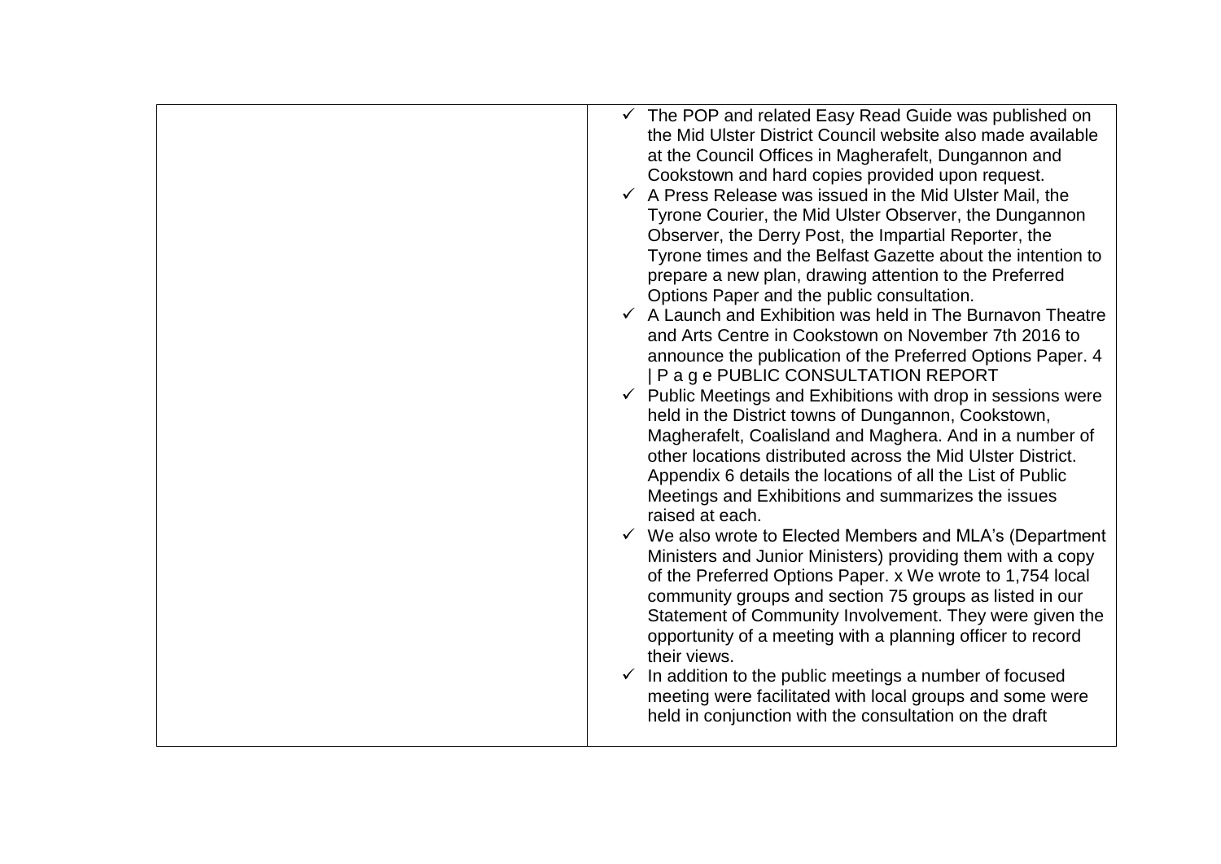| | |
|---|---|
| | ✓ The POP and related Easy Read Guide was published on the Mid Ulster District Council website also made available at the Council Offices in Magherafelt, Dungannon and Cookstown and hard copies provided upon request.<br>✓ A Press Release was issued in the Mid Ulster Mail, the Tyrone Courier, the Mid Ulster Observer, the Dungannon Observer, the Derry Post, the Impartial Reporter, the Tyrone times and the Belfast Gazette about the intention to prepare a new plan, drawing attention to the Preferred Options Paper and the public consultation.<br>✓ A Launch and Exhibition was held in The Burnavon Theatre and Arts Centre in Cookstown on November 7th 2016 to announce the publication of the Preferred Options Paper. 4 \| P a g e PUBLIC CONSULTATION REPORT<br>✓ Public Meetings and Exhibitions with drop in sessions were held in the District towns of Dungannon, Cookstown, Magherafelt, Coalisland and Maghera. And in a number of other locations distributed across the Mid Ulster District. Appendix 6 details the locations of all the List of Public Meetings and Exhibitions and summarizes the issues raised at each.<br>✓ We also wrote to Elected Members and MLA's (Department Ministers and Junior Ministers) providing them with a copy of the Preferred Options Paper. x We wrote to 1,754 local community groups and section 75 groups as listed in our Statement of Community Involvement. They were given the opportunity of a meeting with a planning officer to record their views.<br>✓ In addition to the public meetings a number of focused meeting were facilitated with local groups and some were held in conjunction with the consultation on the draft |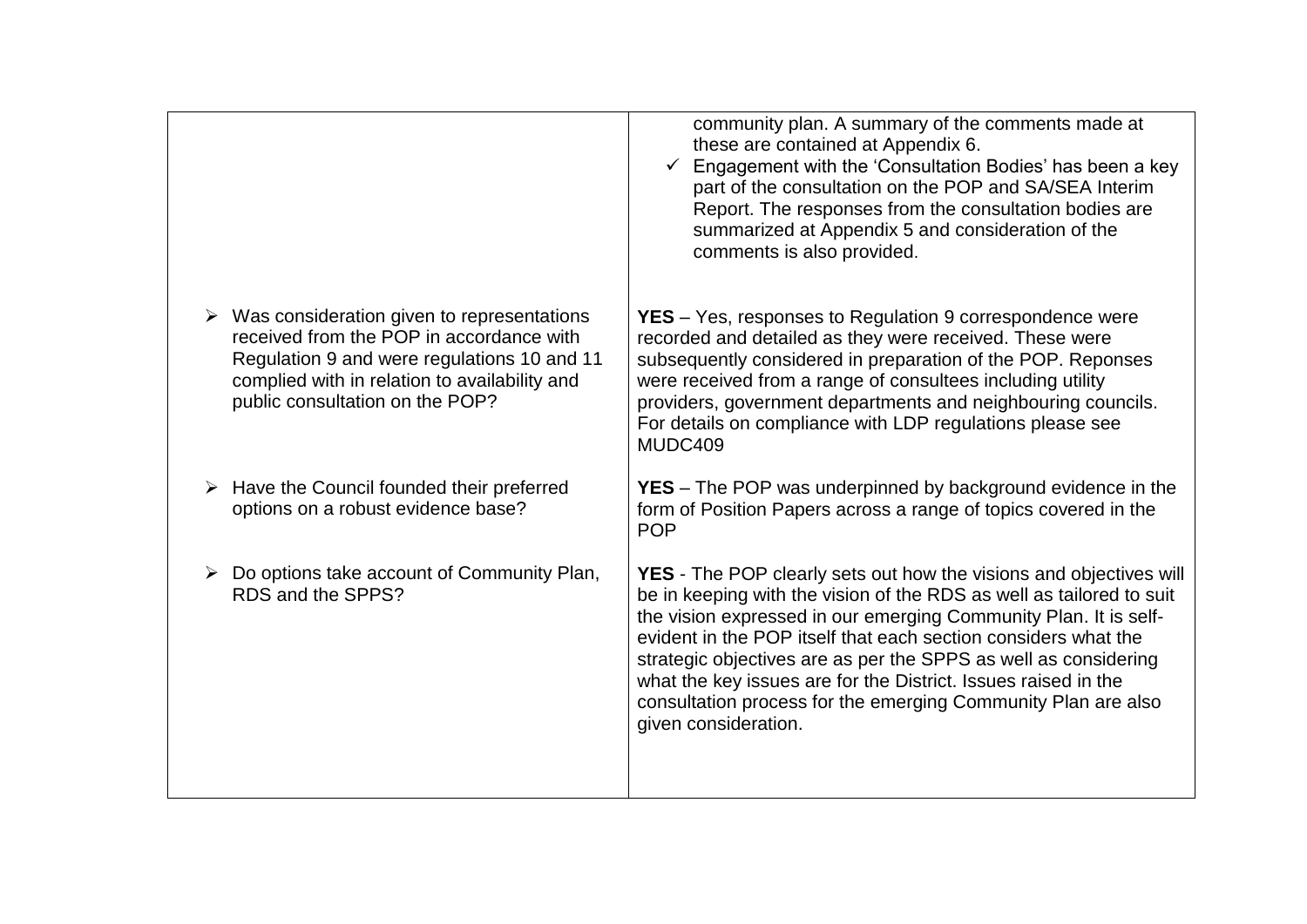| | |
|---|---|
| | community plan. A summary of the comments made at these are contained at Appendix 6.<br>✓ Engagement with the 'Consultation Bodies' has been a key part of the consultation on the POP and SA/SEA Interim Report. The responses from the consultation bodies are summarized at Appendix 5 and consideration of the comments is also provided. |
| ➢ Was consideration given to representations received from the POP in accordance with Regulation 9 and were regulations 10 and 11 complied with in relation to availability and public consultation on the POP? | **YES** – Yes, responses to Regulation 9 correspondence were recorded and detailed as they were received. These were subsequently considered in preparation of the POP. Reponses were received from a range of consultees including utility providers, government departments and neighbouring councils. For details on compliance with LDP regulations please see MUDC409 |
| ➢ Have the Council founded their preferred options on a robust evidence base? | **YES** – The POP was underpinned by background evidence in the form of Position Papers across a range of topics covered in the POP |
| ➢ Do options take account of Community Plan, RDS and the SPPS? | **YES** - The POP clearly sets out how the visions and objectives will be in keeping with the vision of the RDS as well as tailored to suit the vision expressed in our emerging Community Plan. It is self-evident in the POP itself that each section considers what the strategic objectives are as per the SPPS as well as considering what the key issues are for the District. Issues raised in the consultation process for the emerging Community Plan are also given consideration. |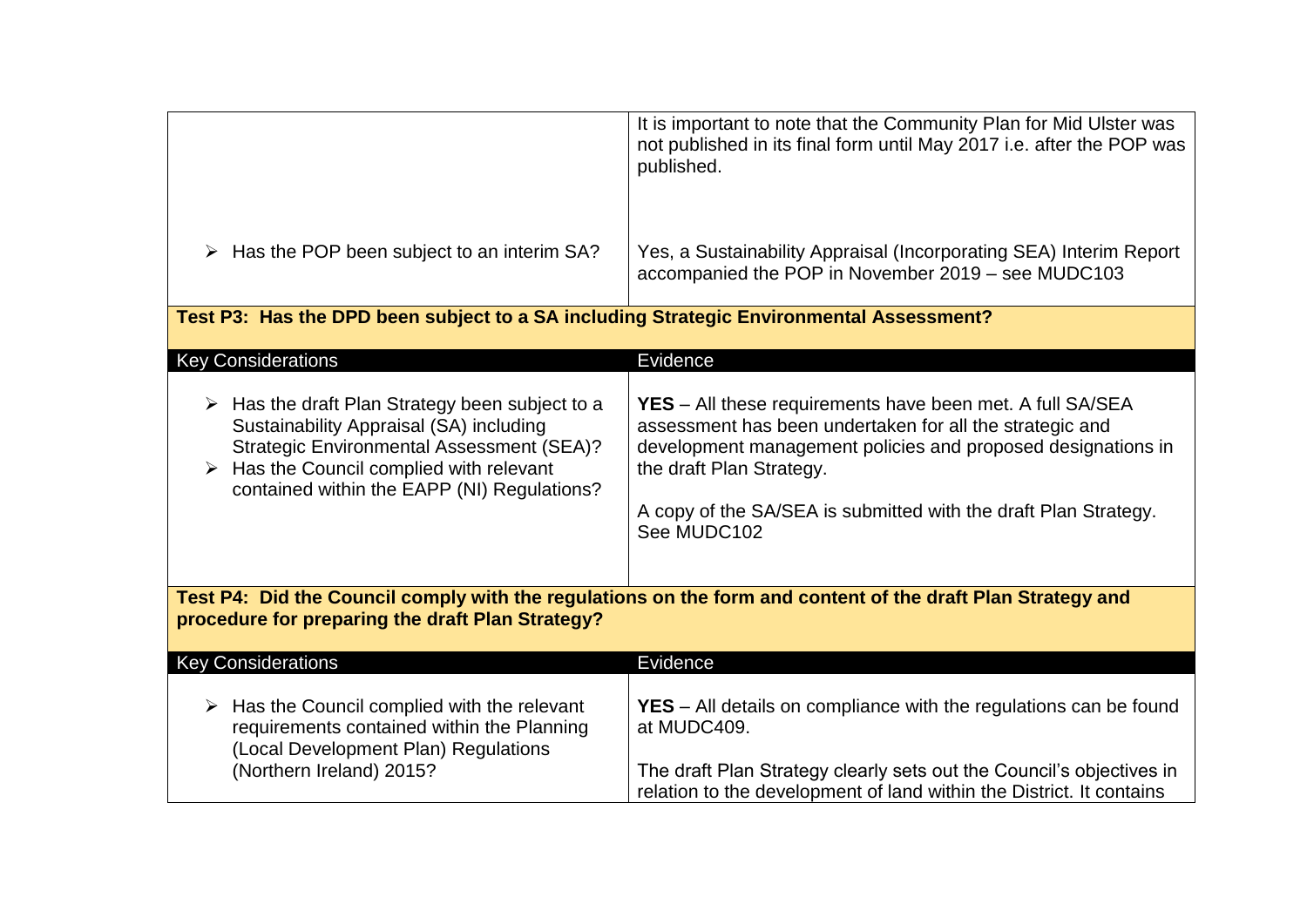| | |
|---|---|
| | It is important to note that the Community Plan for Mid Ulster was not published in its final form until May 2017 i.e. after the POP was published. |
| ➢ Has the POP been subject to an interim SA? | Yes, a Sustainability Appraisal (Incorporating SEA) Interim Report accompanied the POP in November 2019 – see MUDC103 |

**Test P3: Has the DPD been subject to a SA including Strategic Environmental Assessment?**

| Key Considerations | Evidence |
|---|---|
| ➢ Has the draft Plan Strategy been subject to a Sustainability Appraisal (SA) including Strategic Environmental Assessment (SEA)?<br>➢ Has the Council complied with relevant contained within the EAPP (NI) Regulations? | **YES** – All these requirements have been met. A full SA/SEA assessment has been undertaken for all the strategic and development management policies and proposed designations in the draft Plan Strategy.<br><br>A copy of the SA/SEA is submitted with the draft Plan Strategy. See MUDC102 |

**Test P4: Did the Council comply with the regulations on the form and content of the draft Plan Strategy and procedure for preparing the draft Plan Strategy?**

| Key Considerations | Evidence |
|---|---|
| ➢ Has the Council complied with the relevant requirements contained within the Planning (Local Development Plan) Regulations (Northern Ireland) 2015? | **YES** – All details on compliance with the regulations can be found at MUDC409.<br><br>The draft Plan Strategy clearly sets out the Council's objectives in relation to the development of land within the District. It contains |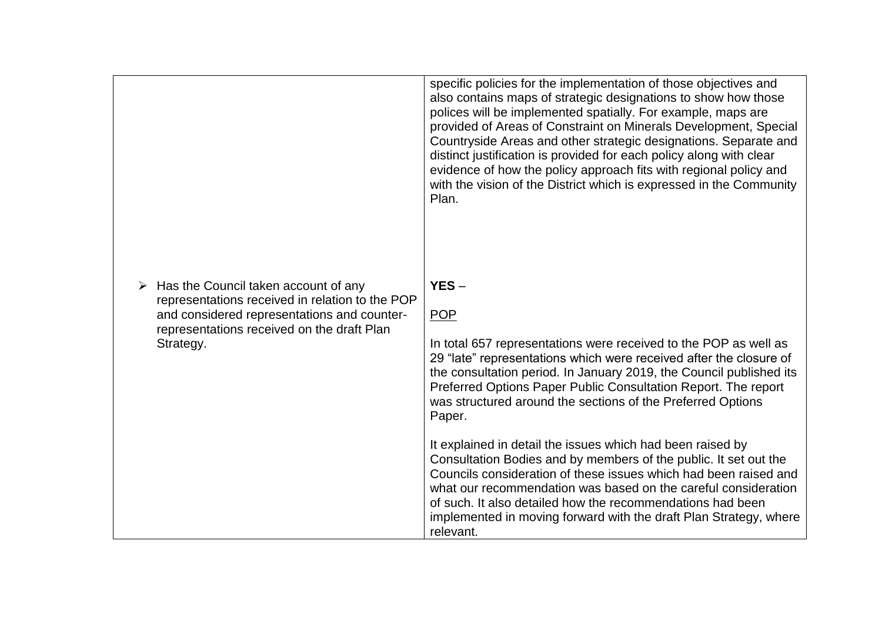| | |
|---|---|
| | specific policies for the implementation of those objectives and also contains maps of strategic designations to show how those polices will be implemented spatially. For example, maps are provided of Areas of Constraint on Minerals Development, Special Countryside Areas and other strategic designations. Separate and distinct justification is provided for each policy along with clear evidence of how the policy approach fits with regional policy and with the vision of the District which is expressed in the Community Plan. |
| ➢ Has the Council taken account of any representations received in relation to the POP and considered representations and counter-representations received on the draft Plan Strategy. | **YES** – <br><br> <u>POP</u> <br><br> In total 657 representations were received to the POP as well as 29 "late" representations which were received after the closure of the consultation period. In January 2019, the Council published its Preferred Options Paper Public Consultation Report. The report was structured around the sections of the Preferred Options Paper. <br><br> It explained in detail the issues which had been raised by Consultation Bodies and by members of the public. It set out the Councils consideration of these issues which had been raised and what our recommendation was based on the careful consideration of such. It also detailed how the recommendations had been implemented in moving forward with the draft Plan Strategy, where relevant. |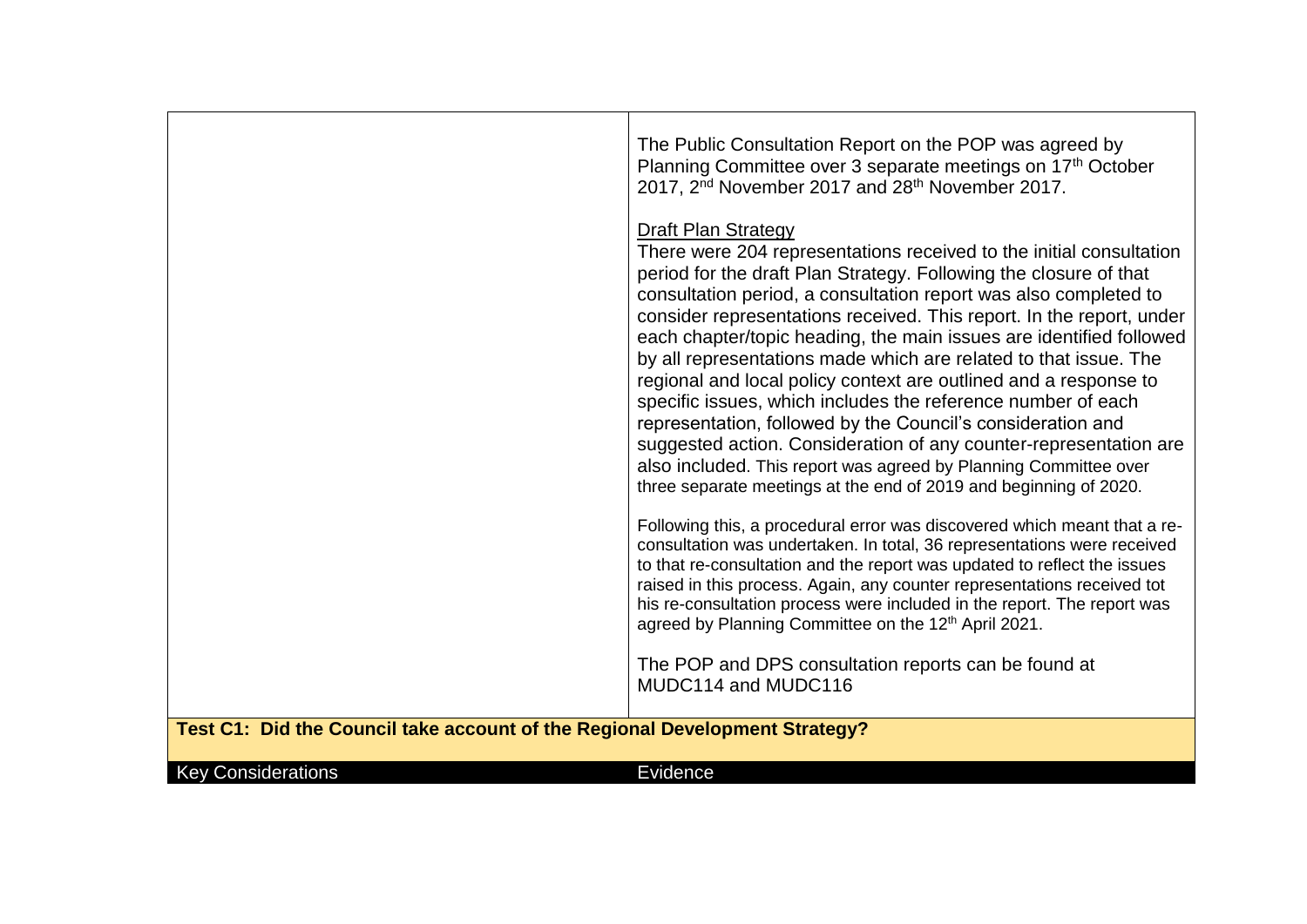| | |
|---|---|
| | The Public Consultation Report on the POP was agreed by Planning Committee over 3 separate meetings on 17th October 2017, 2nd November 2017 and 28th November 2017.<br><br><u>Draft Plan Strategy</u><br>There were 204 representations received to the initial consultation period for the draft Plan Strategy. Following the closure of that consultation period, a consultation report was also completed to consider representations received. This report. In the report, under each chapter/topic heading, the main issues are identified followed by all representations made which are related to that issue. The regional and local policy context are outlined and a response to specific issues, which includes the reference number of each representation, followed by the Council's consideration and suggested action. Consideration of any counter-representation are also included. This report was agreed by Planning Committee over three separate meetings at the end of 2019 and beginning of 2020.<br><br>Following this, a procedural error was discovered which meant that a re-consultation was undertaken. In total, 36 representations were received to that re-consultation and the report was updated to reflect the issues raised in this process. Again, any counter representations received tot his re-consultation process were included in the report. The report was agreed by Planning Committee on the 12th April 2021.<br><br>The POP and DPS consultation reports can be found at MUDC114 and MUDC116 |

**Test C1: Did the Council take account of the Regional Development Strategy?**

| Key Considerations | Evidence |
|---|---|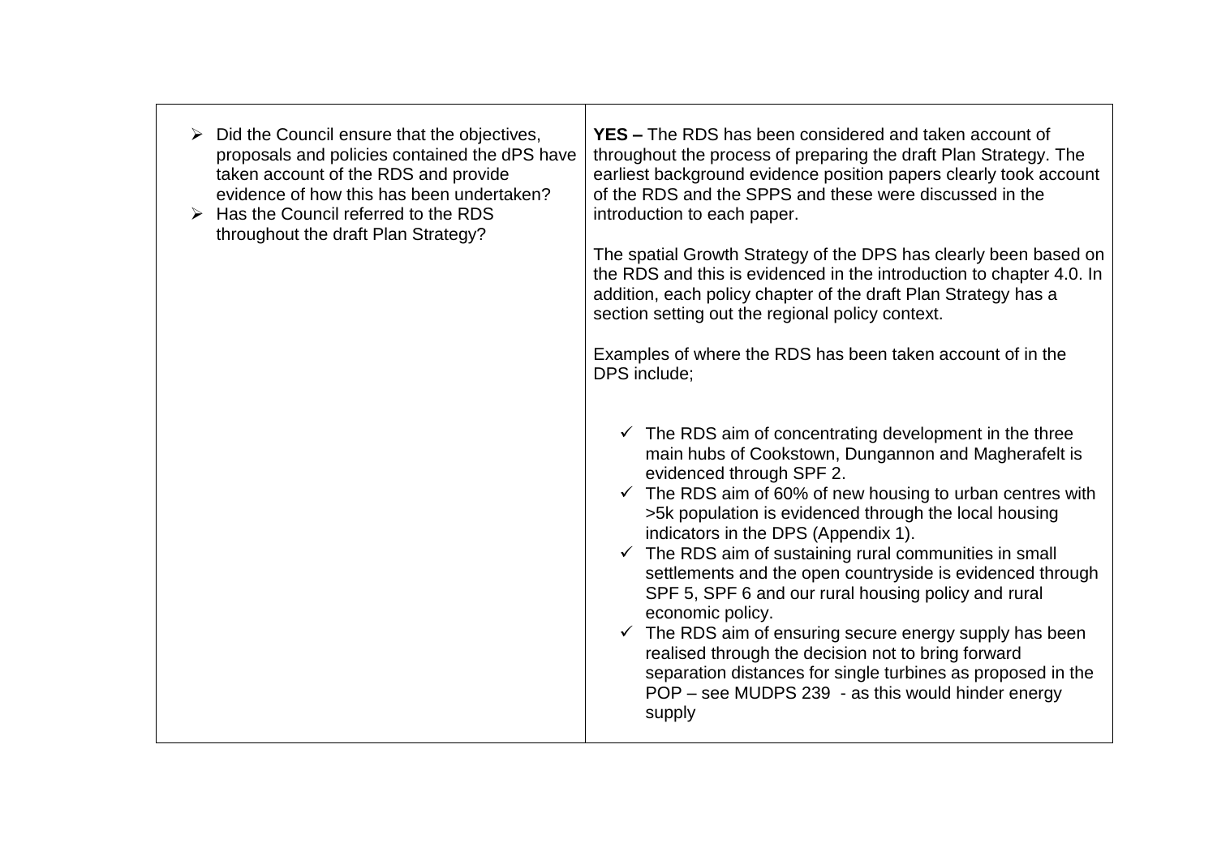| | |
|---|---|
| <ul><li>Did the Council ensure that the objectives, proposals and policies contained the dPS have taken account of the RDS and provide evidence of how this has been undertaken?</li><li>Has the Council referred to the RDS throughout the draft Plan Strategy?</li></ul> | **YES –** The RDS has been considered and taken account of throughout the process of preparing the draft Plan Strategy. The earliest background evidence position papers clearly took account of the RDS and the SPPS and these were discussed in the introduction to each paper.<br><br>The spatial Growth Strategy of the DPS has clearly been based on the RDS and this is evidenced in the introduction to chapter 4.0. In addition, each policy chapter of the draft Plan Strategy has a section setting out the regional policy context.<br><br>Examples of where the RDS has been taken account of in the DPS include;<br><br><ul><li>✓ The RDS aim of concentrating development in the three main hubs of Cookstown, Dungannon and Magherafelt is evidenced through SPF 2.</li><li>✓ The RDS aim of 60% of new housing to urban centres with >5k population is evidenced through the local housing indicators in the DPS (Appendix 1).</li><li>✓ The RDS aim of sustaining rural communities in small settlements and the open countryside is evidenced through SPF 5, SPF 6 and our rural housing policy and rural economic policy.</li><li>✓ The RDS aim of ensuring secure energy supply has been realised through the decision not to bring forward separation distances for single turbines as proposed in the POP – see MUDPS 239 - as this would hinder energy supply</li></ul> |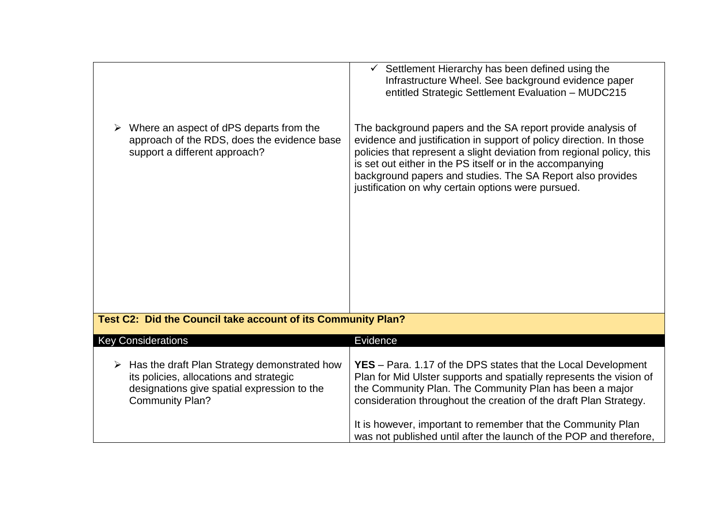| | |
|---|---|
| | ✓ Settlement Hierarchy has been defined using the Infrastructure Wheel. See background evidence paper entitled Strategic Settlement Evaluation – MUDC215 |
| ➢ Where an aspect of dPS departs from the approach of the RDS, does the evidence base support a different approach? | The background papers and the SA report provide analysis of evidence and justification in support of policy direction. In those policies that represent a slight deviation from regional policy, this is set out either in the PS itself or in the accompanying background papers and studies. The SA Report also provides justification on why certain options were pursued. |

**Test C2: Did the Council take account of its Community Plan?**

| Key Considerations | Evidence |
|---|---|
| ➢ Has the draft Plan Strategy demonstrated how its policies, allocations and strategic designations give spatial expression to the Community Plan? | **YES** – Para. 1.17 of the DPS states that the Local Development Plan for Mid Ulster supports and spatially represents the vision of the Community Plan. The Community Plan has been a major consideration throughout the creation of the draft Plan Strategy.<br><br>It is however, important to remember that the Community Plan was not published until after the launch of the POP and therefore, |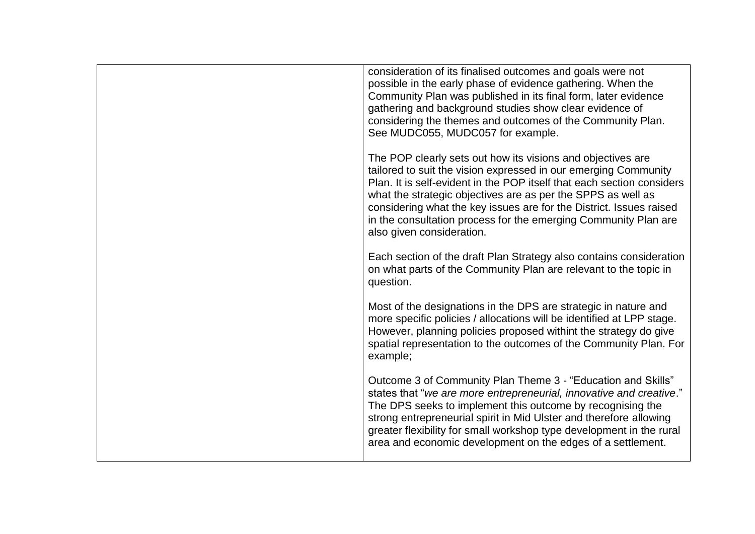| | |
|---|---|
| | consideration of its finalised outcomes and goals were not possible in the early phase of evidence gathering. When the Community Plan was published in its final form, later evidence gathering and background studies show clear evidence of considering the themes and outcomes of the Community Plan. See MUDC055, MUDC057 for example.<br><br>The POP clearly sets out how its visions and objectives are tailored to suit the vision expressed in our emerging Community Plan. It is self-evident in the POP itself that each section considers what the strategic objectives are as per the SPPS as well as considering what the key issues are for the District. Issues raised in the consultation process for the emerging Community Plan are also given consideration.<br><br>Each section of the draft Plan Strategy also contains consideration on what parts of the Community Plan are relevant to the topic in question.<br><br>Most of the designations in the DPS are strategic in nature and more specific policies / allocations will be identified at LPP stage. However, planning policies proposed withint the strategy do give spatial representation to the outcomes of the Community Plan. For example;<br><br>Outcome 3 of Community Plan Theme 3 - "Education and Skills" states that "*we are more entrepreneurial, innovative and creative*." The DPS seeks to implement this outcome by recognising the strong entrepreneurial spirit in Mid Ulster and therefore allowing greater flexibility for small workshop type development in the rural area and economic development on the edges of a settlement. |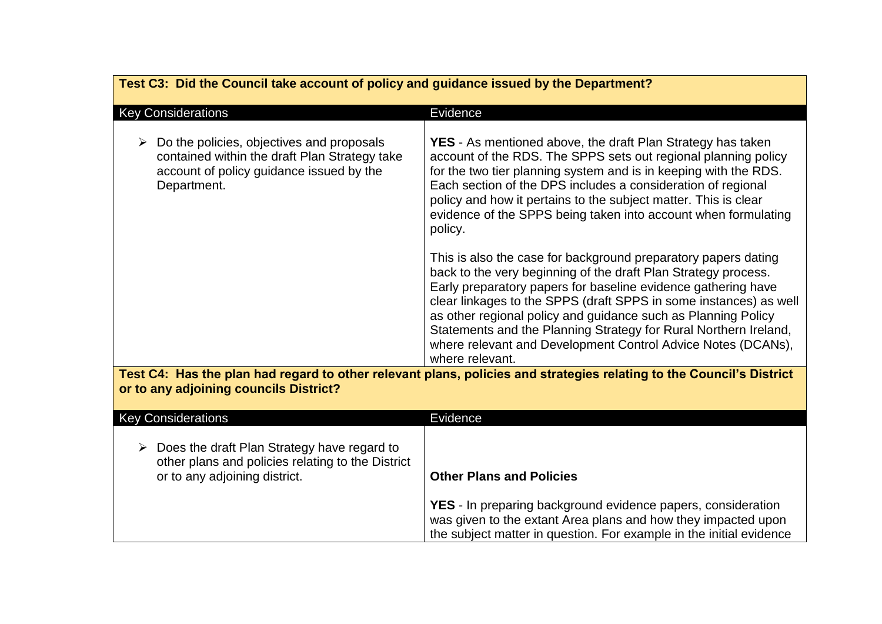| Test C3: Did the Council take account of policy and guidance issued by the Department? | |
|---|---|
| Key Considerations | Evidence |
| ➢ Do the policies, objectives and proposals contained within the draft Plan Strategy take account of policy guidance issued by the Department. | **YES** - As mentioned above, the draft Plan Strategy has taken account of the RDS. The SPPS sets out regional planning policy for the two tier planning system and is in keeping with the RDS. Each section of the DPS includes a consideration of regional policy and how it pertains to the subject matter. This is clear evidence of the SPPS being taken into account when formulating policy.<br><br>This is also the case for background preparatory papers dating back to the very beginning of the draft Plan Strategy process. Early preparatory papers for baseline evidence gathering have clear linkages to the SPPS (draft SPPS in some instances) as well as other regional policy and guidance such as Planning Policy Statements and the Planning Strategy for Rural Northern Ireland, where relevant and Development Control Advice Notes (DCANs), where relevant. |

| Test C4: Has the plan had regard to other relevant plans, policies and strategies relating to the Council's District or to any adjoining councils District? | |
|---|---|
| Key Considerations | Evidence |
| ➢ Does the draft Plan Strategy have regard to other plans and policies relating to the District or to any adjoining district. | **Other Plans and Policies**<br><br>**YES** - In preparing background evidence papers, consideration was given to the extant Area plans and how they impacted upon the subject matter in question. For example in the initial evidence |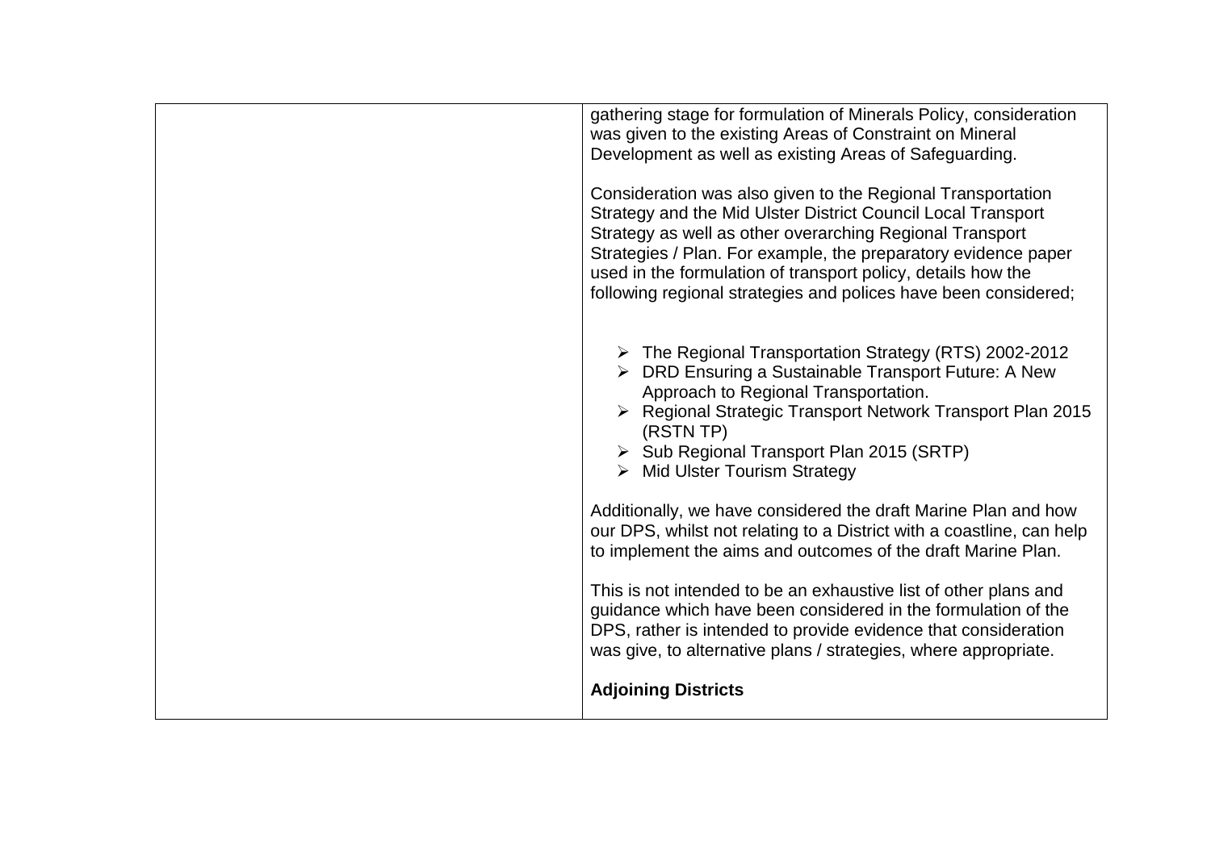| | gathering stage for formulation of Minerals Policy, consideration was given to the existing Areas of Constraint on Mineral Development as well as existing Areas of Safeguarding.<br><br>Consideration was also given to the Regional Transportation Strategy and the Mid Ulster District Council Local Transport Strategy as well as other overarching Regional Transport Strategies / Plan. For example, the preparatory evidence paper used in the formulation of transport policy, details how the following regional strategies and polices have been considered;<br><br>➢ The Regional Transportation Strategy (RTS) 2002-2012<br>➢ DRD Ensuring a Sustainable Transport Future: A New Approach to Regional Transportation.<br>➢ Regional Strategic Transport Network Transport Plan 2015 (RSTN TP)<br>➢ Sub Regional Transport Plan 2015 (SRTP)<br>➢ Mid Ulster Tourism Strategy<br><br>Additionally, we have considered the draft Marine Plan and how our DPS, whilst not relating to a District with a coastline, can help to implement the aims and outcomes of the draft Marine Plan.<br><br>This is not intended to be an exhaustive list of other plans and guidance which have been considered in the formulation of the DPS, rather is intended to provide evidence that consideration was give, to alternative plans / strategies, where appropriate.<br><br>**Adjoining Districts** |
|---|---|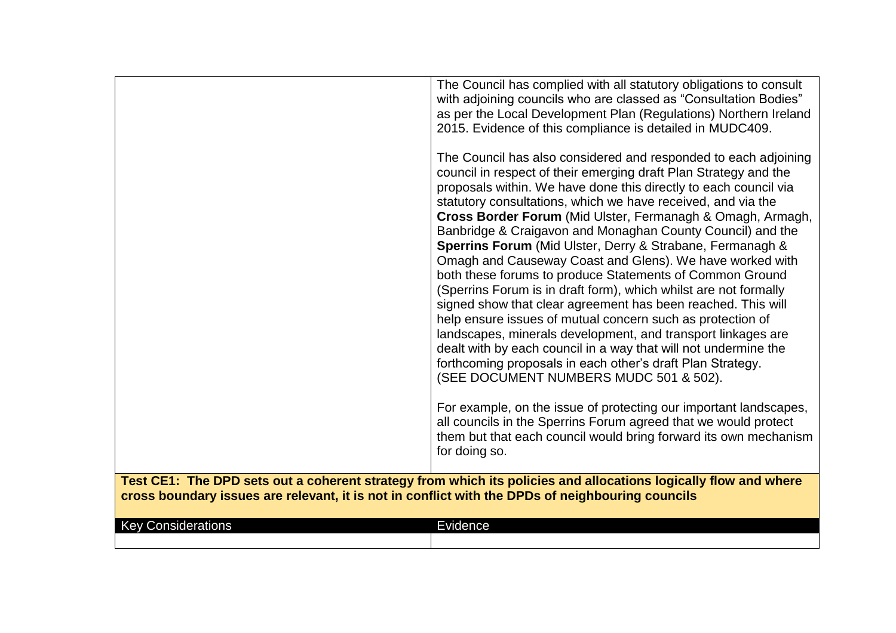| | |
|---|---|
| | The Council has complied with all statutory obligations to consult with adjoining councils who are classed as "Consultation Bodies" as per the Local Development Plan (Regulations) Northern Ireland 2015. Evidence of this compliance is detailed in MUDC409.<br><br>The Council has also considered and responded to each adjoining council in respect of their emerging draft Plan Strategy and the proposals within. We have done this directly to each council via statutory consultations, which we have received, and via the **Cross Border Forum** (Mid Ulster, Fermanagh & Omagh, Armagh, Banbridge & Craigavon and Monaghan County Council) and the **Sperrins Forum** (Mid Ulster, Derry & Strabane, Fermanagh & Omagh and Causeway Coast and Glens). We have worked with both these forums to produce Statements of Common Ground (Sperrins Forum is in draft form), which whilst are not formally signed show that clear agreement has been reached. This will help ensure issues of mutual concern such as protection of landscapes, minerals development, and transport linkages are dealt with by each council in a way that will not undermine the forthcoming proposals in each other's draft Plan Strategy. (SEE DOCUMENT NUMBERS MUDC 501 & 502).<br><br>For example, on the issue of protecting our important landscapes, all councils in the Sperrins Forum agreed that we would protect them but that each council would bring forward its own mechanism for doing so. |

**Test CE1: The DPD sets out a coherent strategy from which its policies and allocations logically flow and where cross boundary issues are relevant, it is not in conflict with the DPDs of neighbouring councils**

| Key Considerations | Evidence |
|---|---|
| | |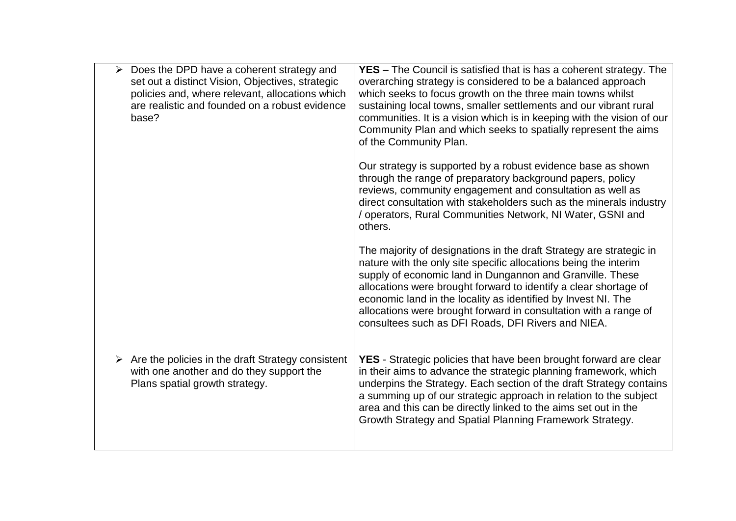| | |
|---|---|
| ➢ Does the DPD have a coherent strategy and set out a distinct Vision, Objectives, strategic policies and, where relevant, allocations which are realistic and founded on a robust evidence base? | **YES** – The Council is satisfied that is has a coherent strategy. The overarching strategy is considered to be a balanced approach which seeks to focus growth on the three main towns whilst sustaining local towns, smaller settlements and our vibrant rural communities. It is a vision which is in keeping with the vision of our Community Plan and which seeks to spatially represent the aims of the Community Plan.<br><br>Our strategy is supported by a robust evidence base as shown through the range of preparatory background papers, policy reviews, community engagement and consultation as well as direct consultation with stakeholders such as the minerals industry / operators, Rural Communities Network, NI Water, GSNI and others.<br><br>The majority of designations in the draft Strategy are strategic in nature with the only site specific allocations being the interim supply of economic land in Dungannon and Granville. These allocations were brought forward to identify a clear shortage of economic land in the locality as identified by Invest NI. The allocations were brought forward in consultation with a range of consultees such as DFI Roads, DFI Rivers and NIEA. |
| ➢ Are the policies in the draft Strategy consistent with one another and do they support the Plans spatial growth strategy. | **YES** - Strategic policies that have been brought forward are clear in their aims to advance the strategic planning framework, which underpins the Strategy. Each section of the draft Strategy contains a summing up of our strategic approach in relation to the subject area and this can be directly linked to the aims set out in the Growth Strategy and Spatial Planning Framework Strategy. |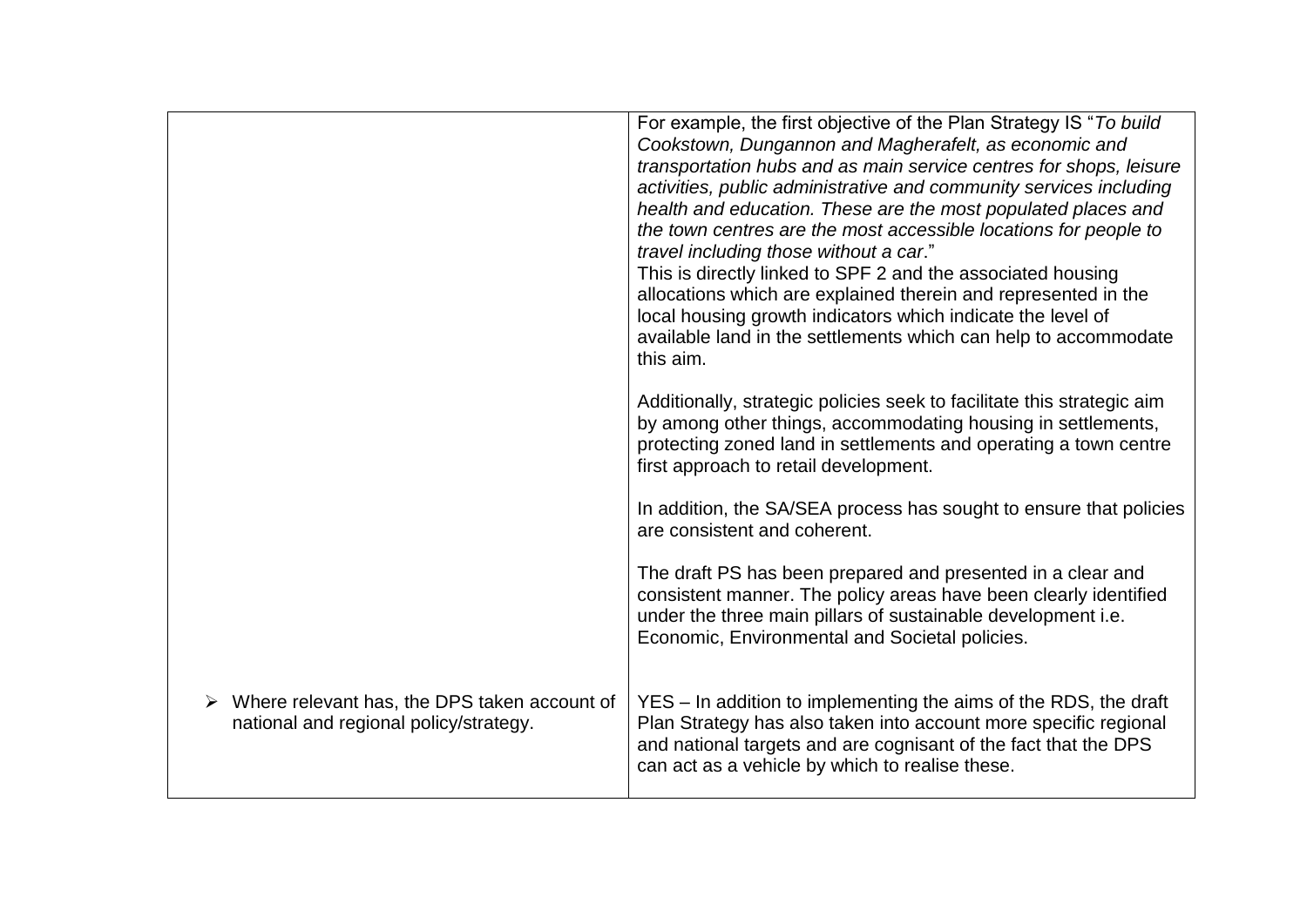| | |
|---|---|
| | For example, the first objective of the Plan Strategy IS "*To build Cookstown, Dungannon and Magherafelt, as economic and transportation hubs and as main service centres for shops, leisure activities, public administrative and community services including health and education. These are the most populated places and the town centres are the most accessible locations for people to travel including those without a car*."<br>This is directly linked to SPF 2 and the associated housing allocations which are explained therein and represented in the local housing growth indicators which indicate the level of available land in the settlements which can help to accommodate this aim.<br><br>Additionally, strategic policies seek to facilitate this strategic aim by among other things, accommodating housing in settlements, protecting zoned land in settlements and operating a town centre first approach to retail development.<br><br>In addition, the SA/SEA process has sought to ensure that policies are consistent and coherent.<br><br>The draft PS has been prepared and presented in a clear and consistent manner. The policy areas have been clearly identified under the three main pillars of sustainable development i.e. Economic, Environmental and Societal policies. |
| ➢ Where relevant has, the DPS taken account of national and regional policy/strategy. | YES – In addition to implementing the aims of the RDS, the draft Plan Strategy has also taken into account more specific regional and national targets and are cognisant of the fact that the DPS can act as a vehicle by which to realise these. |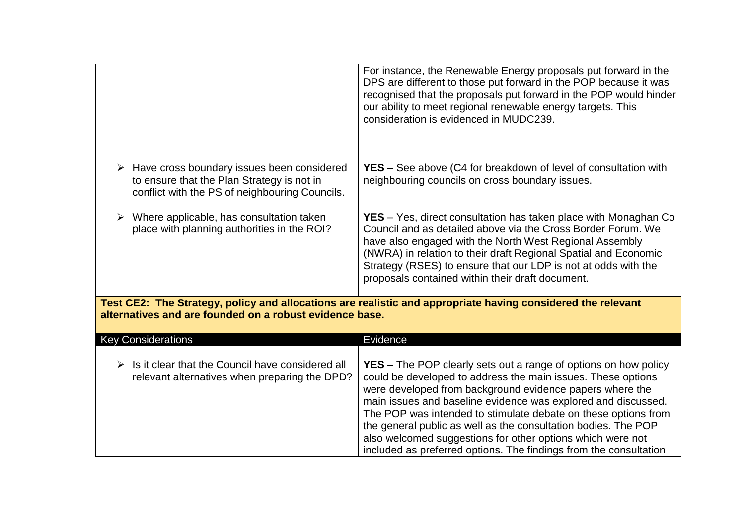| | |
|---|---|
| | For instance, the Renewable Energy proposals put forward in the DPS are different to those put forward in the POP because it was recognised that the proposals put forward in the POP would hinder our ability to meet regional renewable energy targets. This consideration is evidenced in MUDC239. |
| ➢ Have cross boundary issues been considered to ensure that the Plan Strategy is not in conflict with the PS of neighbouring Councils. | **YES** – See above (C4 for breakdown of level of consultation with neighbouring councils on cross boundary issues. |
| ➢ Where applicable, has consultation taken place with planning authorities in the ROI? | **YES** – Yes, direct consultation has taken place with Monaghan Co Council and as detailed above via the Cross Border Forum. We have also engaged with the North West Regional Assembly (NWRA) in relation to their draft Regional Spatial and Economic Strategy (RSES) to ensure that our LDP is not at odds with the proposals contained within their draft document. |

**Test CE2: The Strategy, policy and allocations are realistic and appropriate having considered the relevant alternatives and are founded on a robust evidence base.**

| Key Considerations | Evidence |
|---|---|
| ➢ Is it clear that the Council have considered all relevant alternatives when preparing the DPD? | **YES** – The POP clearly sets out a range of options on how policy could be developed to address the main issues. These options were developed from background evidence papers where the main issues and baseline evidence was explored and discussed. The POP was intended to stimulate debate on these options from the general public as well as the consultation bodies. The POP also welcomed suggestions for other options which were not included as preferred options. The findings from the consultation |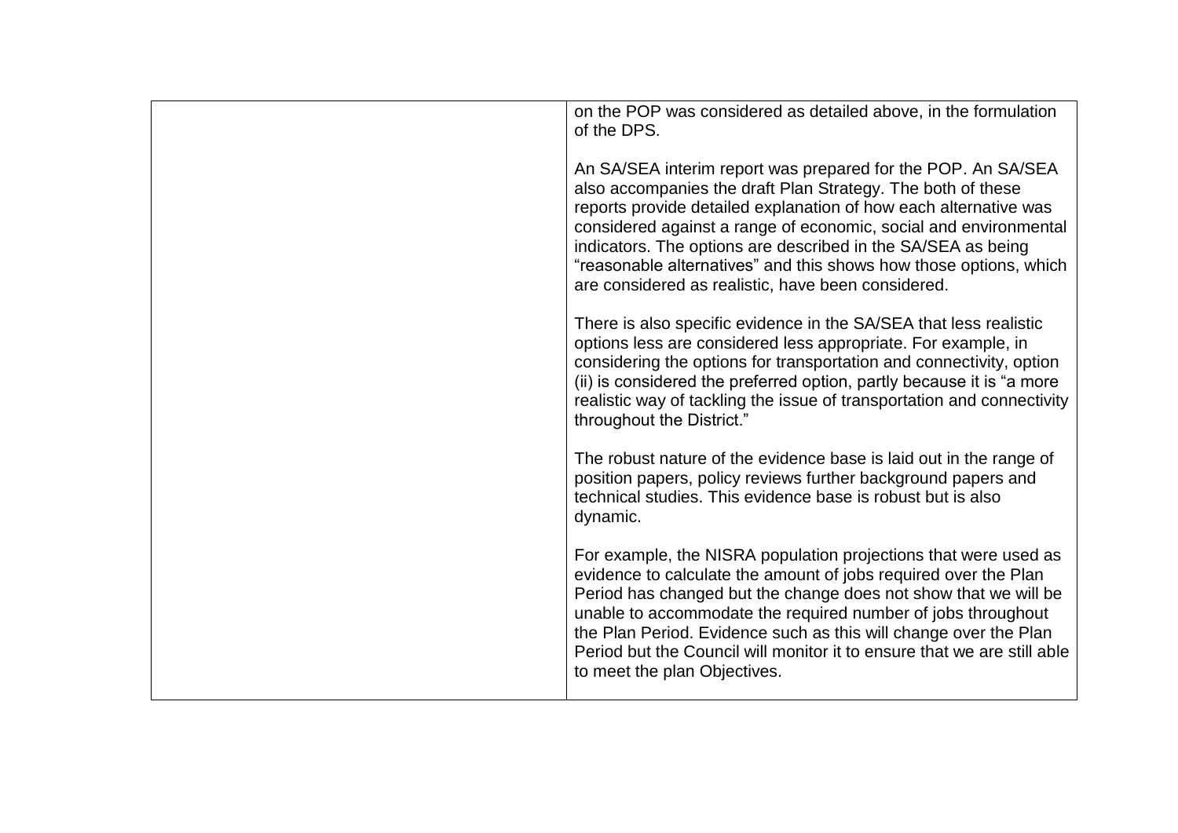| | |
|---|---|
| | on the POP was considered as detailed above, in the formulation of the DPS.<br><br>An SA/SEA interim report was prepared for the POP. An SA/SEA also accompanies the draft Plan Strategy. The both of these reports provide detailed explanation of how each alternative was considered against a range of economic, social and environmental indicators. The options are described in the SA/SEA as being "reasonable alternatives" and this shows how those options, which are considered as realistic, have been considered.<br><br>There is also specific evidence in the SA/SEA that less realistic options less are considered less appropriate. For example, in considering the options for transportation and connectivity, option (ii) is considered the preferred option, partly because it is "a more realistic way of tackling the issue of transportation and connectivity throughout the District."<br><br>The robust nature of the evidence base is laid out in the range of position papers, policy reviews further background papers and technical studies. This evidence base is robust but is also dynamic.<br><br>For example, the NISRA population projections that were used as evidence to calculate the amount of jobs required over the Plan Period has changed but the change does not show that we will be unable to accommodate the required number of jobs throughout the Plan Period. Evidence such as this will change over the Plan Period but the Council will monitor it to ensure that we are still able to meet the plan Objectives. |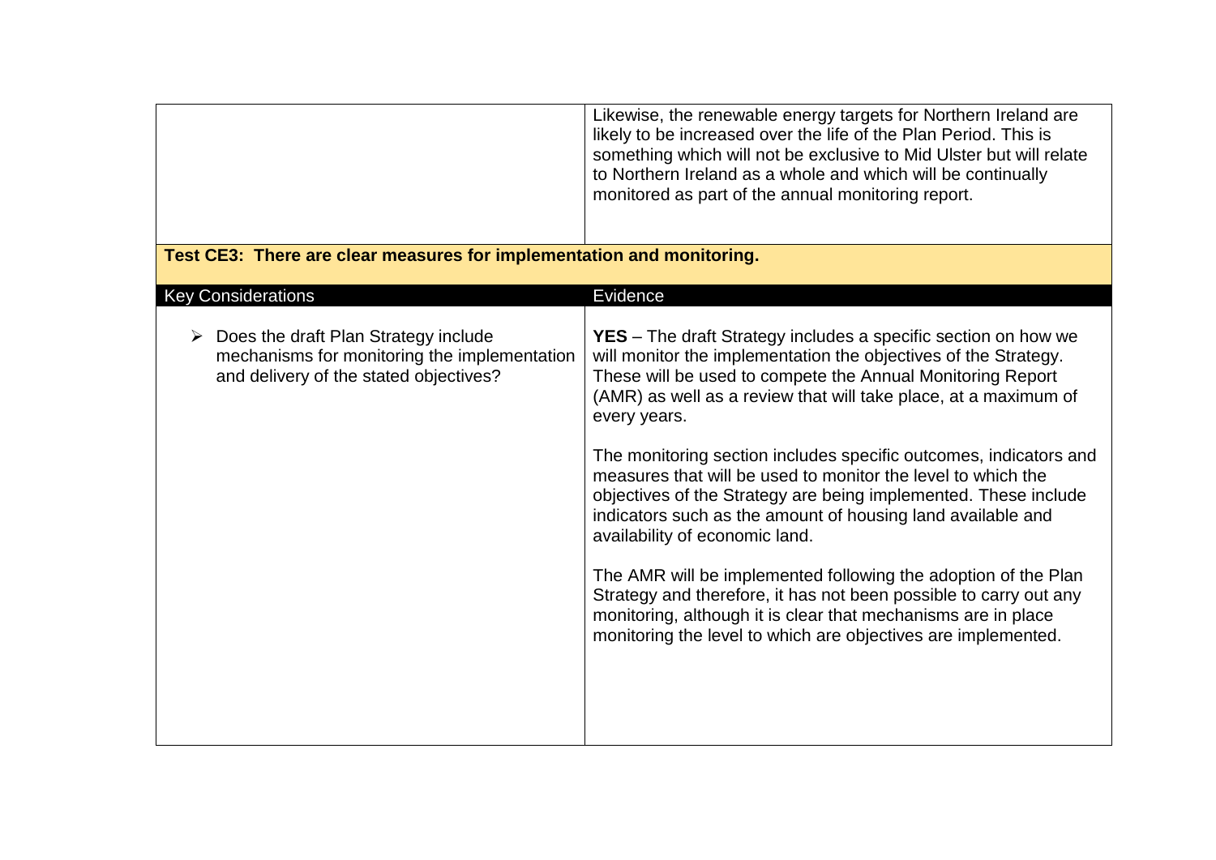| | |
|---|---|
| | Likewise, the renewable energy targets for Northern Ireland are likely to be increased over the life of the Plan Period. This is something which will not be exclusive to Mid Ulster but will relate to Northern Ireland as a whole and which will be continually monitored as part of the annual monitoring report. |

**Test CE3: There are clear measures for implementation and monitoring.**

| Key Considerations | Evidence |
|---|---|
| ➢ Does the draft Plan Strategy include mechanisms for monitoring the implementation and delivery of the stated objectives? | **YES** – The draft Strategy includes a specific section on how we will monitor the implementation the objectives of the Strategy. These will be used to compete the Annual Monitoring Report (AMR) as well as a review that will take place, at a maximum of every years.<br><br>The monitoring section includes specific outcomes, indicators and measures that will be used to monitor the level to which the objectives of the Strategy are being implemented. These include indicators such as the amount of housing land available and availability of economic land.<br><br>The AMR will be implemented following the adoption of the Plan Strategy and therefore, it has not been possible to carry out any monitoring, although it is clear that mechanisms are in place monitoring the level to which are objectives are implemented. |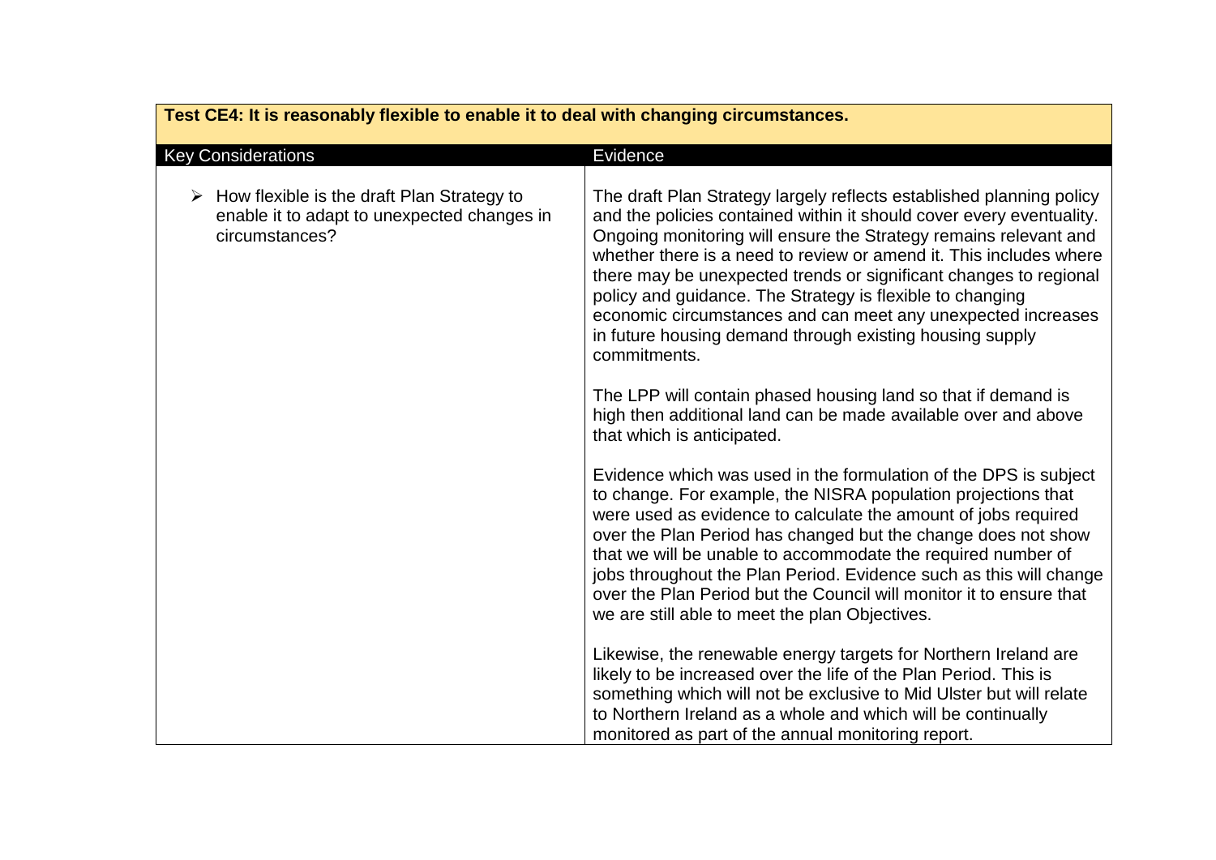| Test CE4: It is reasonably flexible to enable it to deal with changing circumstances. | |
|---|---|
| **Key Considerations** | **Evidence** |
| ➢ How flexible is the draft Plan Strategy to enable it to adapt to unexpected changes in circumstances? | The draft Plan Strategy largely reflects established planning policy and the policies contained within it should cover every eventuality. Ongoing monitoring will ensure the Strategy remains relevant and whether there is a need to review or amend it. This includes where there may be unexpected trends or significant changes to regional policy and guidance. The Strategy is flexible to changing economic circumstances and can meet any unexpected increases in future housing demand through existing housing supply commitments.<br><br>The LPP will contain phased housing land so that if demand is high then additional land can be made available over and above that which is anticipated.<br><br>Evidence which was used in the formulation of the DPS is subject to change. For example, the NISRA population projections that were used as evidence to calculate the amount of jobs required over the Plan Period has changed but the change does not show that we will be unable to accommodate the required number of jobs throughout the Plan Period. Evidence such as this will change over the Plan Period but the Council will monitor it to ensure that we are still able to meet the plan Objectives.<br><br>Likewise, the renewable energy targets for Northern Ireland are likely to be increased over the life of the Plan Period. This is something which will not be exclusive to Mid Ulster but will relate to Northern Ireland as a whole and which will be continually monitored as part of the annual monitoring report. |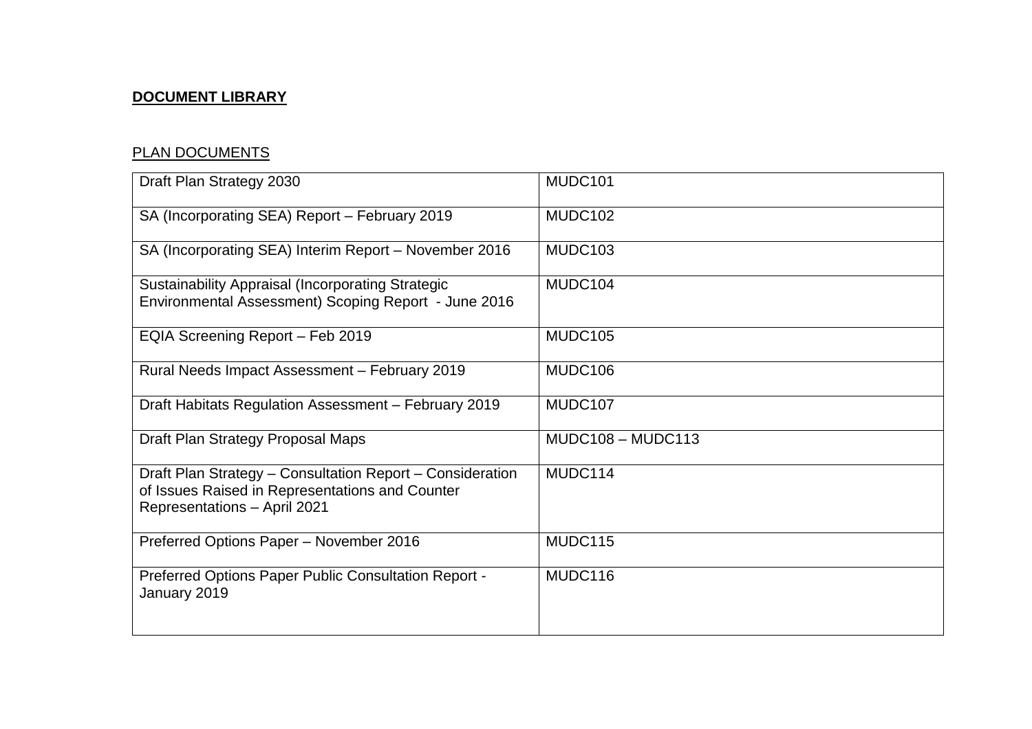**DOCUMENT LIBRARY**

PLAN DOCUMENTS

| Document | Reference |
|---|---|
| Draft Plan Strategy 2030 | MUDC101 |
| SA (Incorporating SEA) Report – February 2019 | MUDC102 |
| SA (Incorporating SEA) Interim Report – November 2016 | MUDC103 |
| Sustainability Appraisal (Incorporating Strategic Environmental Assessment) Scoping Report - June 2016 | MUDC104 |
| EQIA Screening Report – Feb 2019 | MUDC105 |
| Rural Needs Impact Assessment – February 2019 | MUDC106 |
| Draft Habitats Regulation Assessment – February 2019 | MUDC107 |
| Draft Plan Strategy Proposal Maps | MUDC108 – MUDC113 |
| Draft Plan Strategy – Consultation Report – Consideration of Issues Raised in Representations and Counter Representations – April 2021 | MUDC114 |
| Preferred Options Paper – November 2016 | MUDC115 |
| Preferred Options Paper Public Consultation Report - January 2019 | MUDC116 |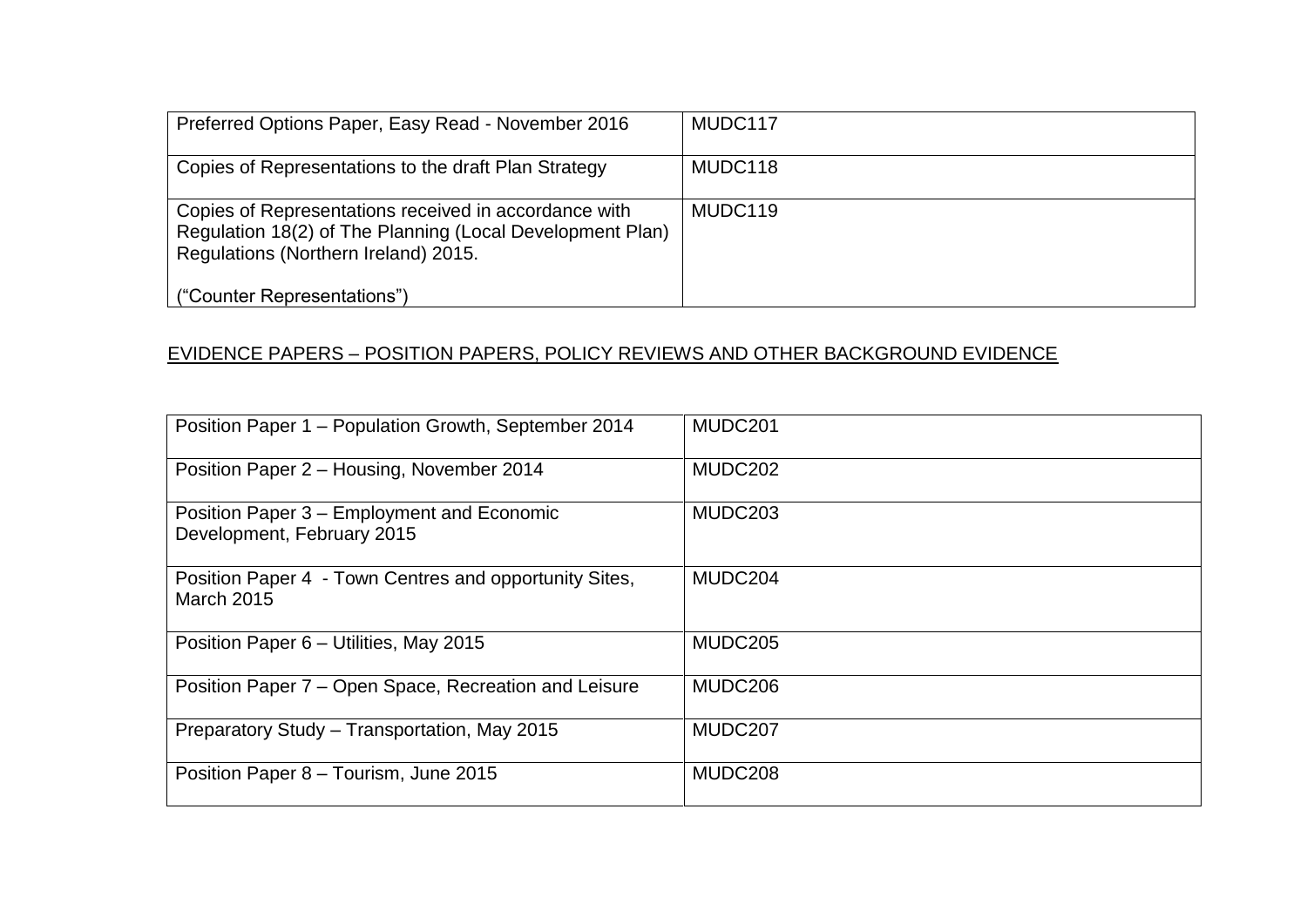| | |
|---|---|
| Preferred Options Paper, Easy Read - November 2016 | MUDC117 |
| Copies of Representations to the draft Plan Strategy | MUDC118 |
| Copies of Representations received in accordance with Regulation 18(2) of The Planning (Local Development Plan) Regulations (Northern Ireland) 2015.<br><br>("Counter Representations") | MUDC119 |

<u>EVIDENCE PAPERS – POSITION PAPERS, POLICY REVIEWS AND OTHER BACKGROUND EVIDENCE</u>

| | |
|---|---|
| Position Paper 1 – Population Growth, September 2014 | MUDC201 |
| Position Paper 2 – Housing, November 2014 | MUDC202 |
| Position Paper 3 – Employment and Economic Development, February 2015 | MUDC203 |
| Position Paper 4 - Town Centres and opportunity Sites, March 2015 | MUDC204 |
| Position Paper 6 – Utilities, May 2015 | MUDC205 |
| Position Paper 7 – Open Space, Recreation and Leisure | MUDC206 |
| Preparatory Study – Transportation, May 2015 | MUDC207 |
| Position Paper 8 – Tourism, June 2015 | MUDC208 |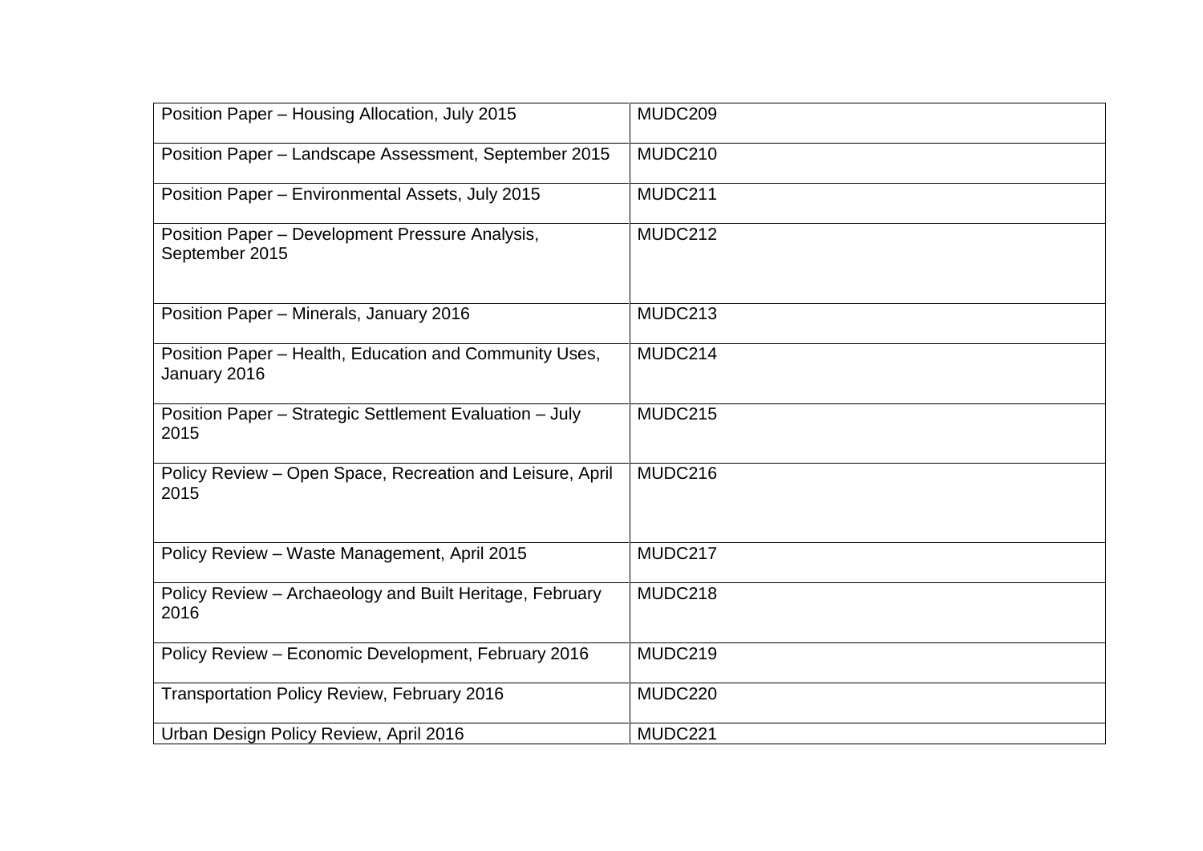| Position Paper – Housing Allocation, July 2015 | MUDC209 |
|---|---|
| Position Paper – Landscape Assessment, September 2015 | MUDC210 |
| Position Paper – Environmental Assets, July 2015 | MUDC211 |
| Position Paper – Development Pressure Analysis, September 2015 | MUDC212 |
| Position Paper – Minerals, January 2016 | MUDC213 |
| Position Paper – Health, Education and Community Uses, January 2016 | MUDC214 |
| Position Paper – Strategic Settlement Evaluation – July 2015 | MUDC215 |
| Policy Review – Open Space, Recreation and Leisure, April 2015 | MUDC216 |
| Policy Review – Waste Management, April 2015 | MUDC217 |
| Policy Review – Archaeology and Built Heritage, February 2016 | MUDC218 |
| Policy Review – Economic Development, February 2016 | MUDC219 |
| Transportation Policy Review, February 2016 | MUDC220 |
| Urban Design Policy Review, April 2016 | MUDC221 |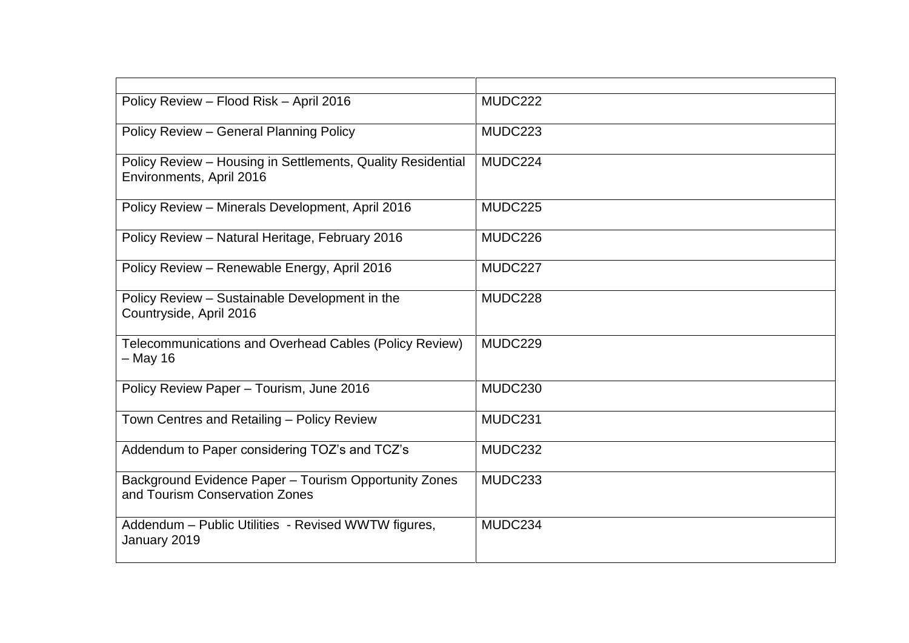| | |
|---|---|
| Policy Review – Flood Risk – April 2016 | MUDC222 |
| Policy Review – General Planning Policy | MUDC223 |
| Policy Review – Housing in Settlements, Quality Residential Environments, April 2016 | MUDC224 |
| Policy Review – Minerals Development, April 2016 | MUDC225 |
| Policy Review – Natural Heritage, February 2016 | MUDC226 |
| Policy Review – Renewable Energy, April 2016 | MUDC227 |
| Policy Review – Sustainable Development in the Countryside, April 2016 | MUDC228 |
| Telecommunications and Overhead Cables (Policy Review) – May 16 | MUDC229 |
| Policy Review Paper – Tourism, June 2016 | MUDC230 |
| Town Centres and Retailing – Policy Review | MUDC231 |
| Addendum to Paper considering TOZ's and TCZ's | MUDC232 |
| Background Evidence Paper – Tourism Opportunity Zones and Tourism Conservation Zones | MUDC233 |
| Addendum – Public Utilities - Revised WWTW figures, January 2019 | MUDC234 |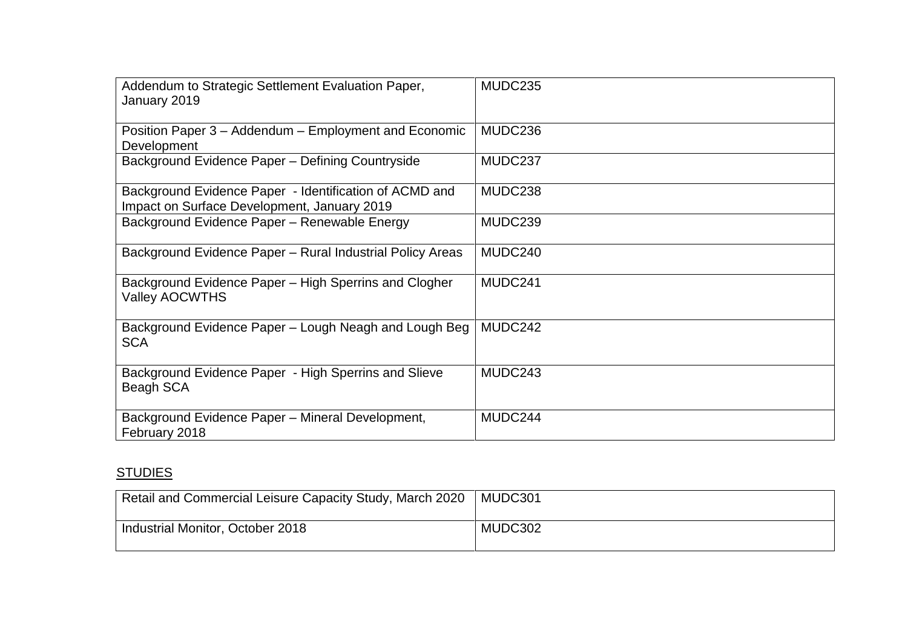| | |
|---|---|
| Addendum to Strategic Settlement Evaluation Paper, January 2019 | MUDC235 |
| Position Paper 3 – Addendum – Employment and Economic Development | MUDC236 |
| Background Evidence Paper – Defining Countryside | MUDC237 |
| Background Evidence Paper - Identification of ACMD and Impact on Surface Development, January 2019 | MUDC238 |
| Background Evidence Paper – Renewable Energy | MUDC239 |
| Background Evidence Paper – Rural Industrial Policy Areas | MUDC240 |
| Background Evidence Paper – High Sperrins and Clogher Valley AOCWTHS | MUDC241 |
| Background Evidence Paper – Lough Neagh and Lough Beg SCA | MUDC242 |
| Background Evidence Paper - High Sperrins and Slieve Beagh SCA | MUDC243 |
| Background Evidence Paper – Mineral Development, February 2018 | MUDC244 |

<u>STUDIES</u>

| | |
|---|---|
| Retail and Commercial Leisure Capacity Study, March 2020 | MUDC301 |
| Industrial Monitor, October 2018 | MUDC302 |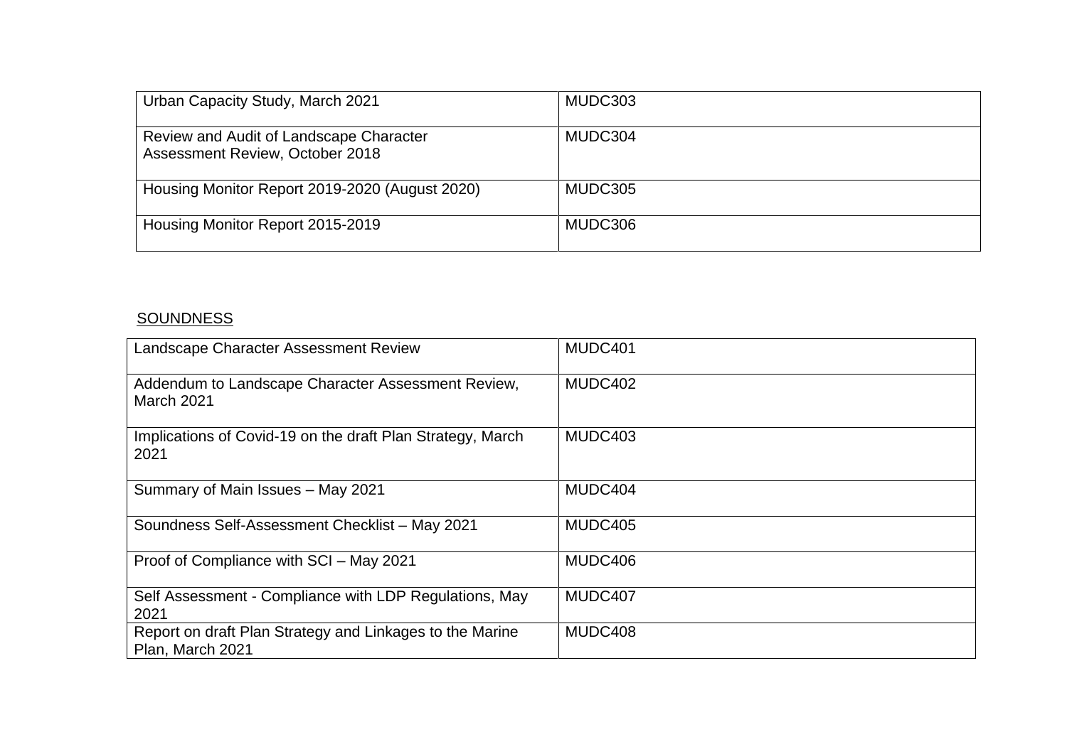| | |
|---|---|
| Urban Capacity Study, March 2021 | MUDC303 |
| Review and Audit of Landscape Character Assessment Review, October 2018 | MUDC304 |
| Housing Monitor Report 2019-2020 (August 2020) | MUDC305 |
| Housing Monitor Report 2015-2019 | MUDC306 |

SOUNDNESS

| | |
|---|---|
| Landscape Character Assessment Review | MUDC401 |
| Addendum to Landscape Character Assessment Review, March 2021 | MUDC402 |
| Implications of Covid-19 on the draft Plan Strategy, March 2021 | MUDC403 |
| Summary of Main Issues – May 2021 | MUDC404 |
| Soundness Self-Assessment Checklist – May 2021 | MUDC405 |
| Proof of Compliance with SCI – May 2021 | MUDC406 |
| Self Assessment - Compliance with LDP Regulations, May 2021 | MUDC407 |
| Report on draft Plan Strategy and Linkages to the Marine Plan, March 2021 | MUDC408 |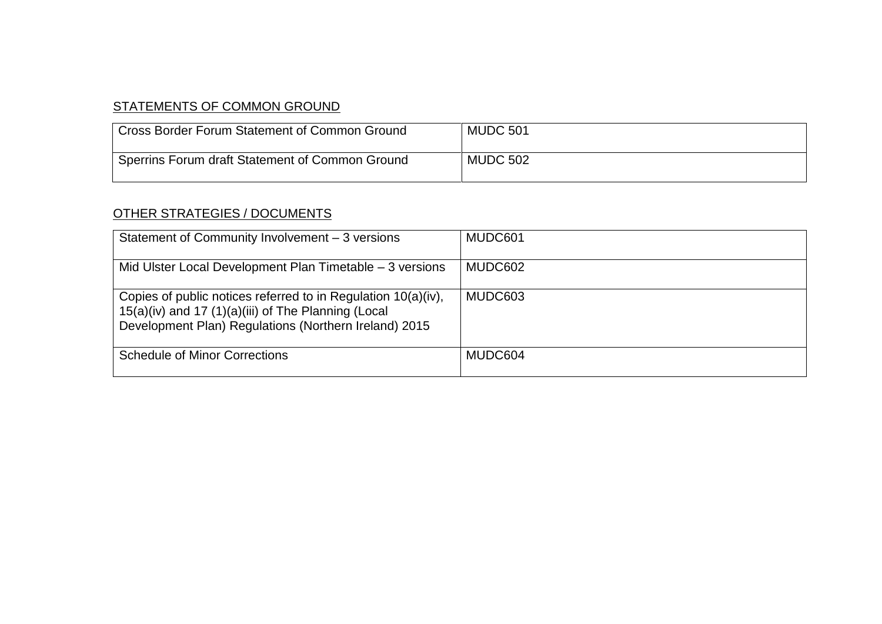<u>STATEMENTS OF COMMON GROUND</u>

| | |
|---|---|
| Cross Border Forum Statement of Common Ground | MUDC 501 |
| Sperrins Forum draft Statement of Common Ground | MUDC 502 |

<u>OTHER STRATEGIES / DOCUMENTS</u>

| | |
|---|---|
| Statement of Community Involvement – 3 versions | MUDC601 |
| Mid Ulster Local Development Plan Timetable – 3 versions | MUDC602 |
| Copies of public notices referred to in Regulation 10(a)(iv), 15(a)(iv) and 17 (1)(a)(iii) of The Planning (Local Development Plan) Regulations (Northern Ireland) 2015 | MUDC603 |
| Schedule of Minor Corrections | MUDC604 |